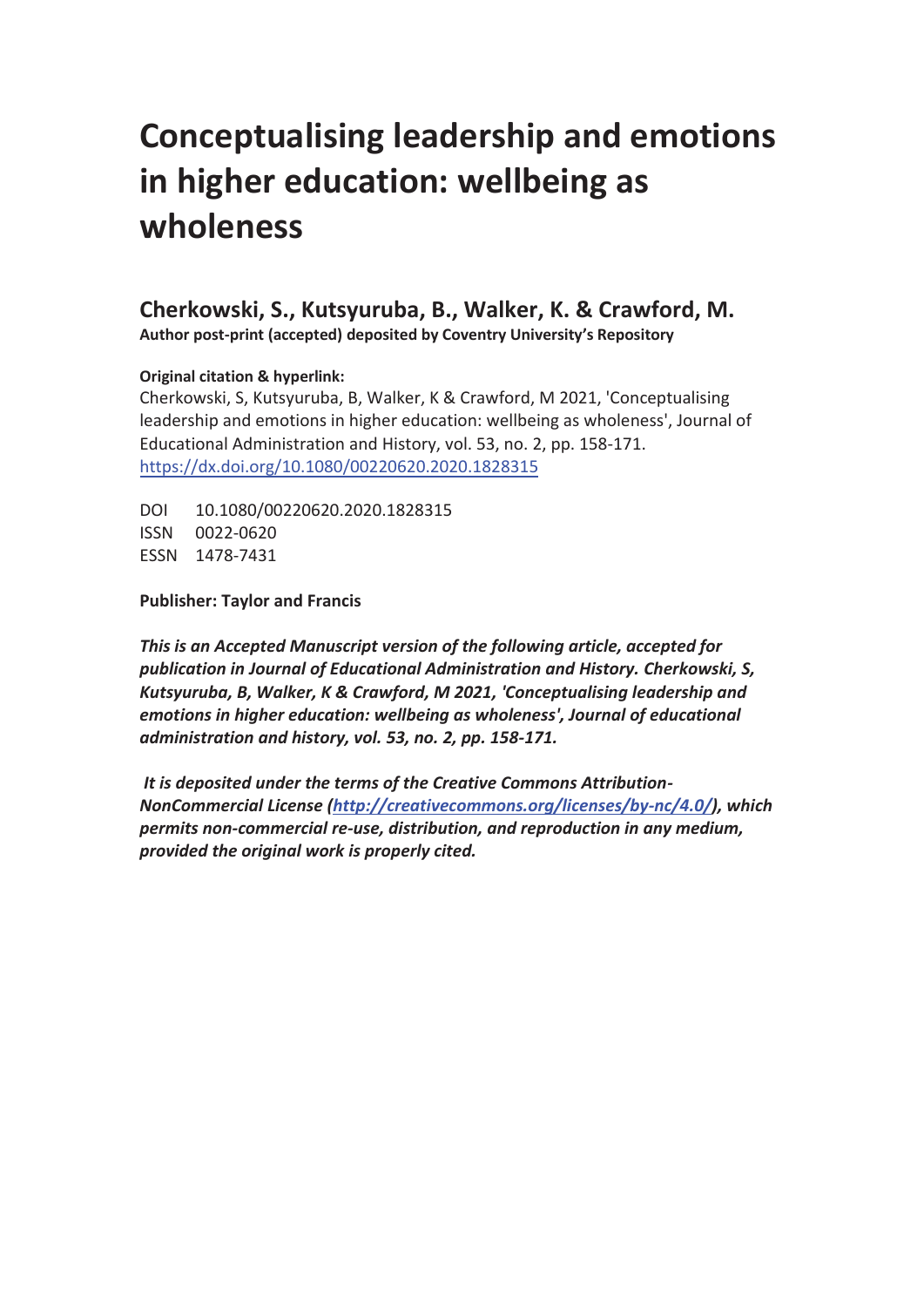# Conceptualising leadership and emotions in higher education: wellbeing as wholeness

## Cherkowski, S., Kutsyuruba, B., Walker, K. & Crawford, M.

**Author post-print (accepted) deposited by Coventry University's Repository**

**Original citation & hyperlink:**

Cherkowski, S, Kutsyuruba, B, Walker, K & Crawford, M 2021, 'Conceptualising leadership and emotions in higher education: wellbeing as wholeness', Journal of Educational Administration and History, vol. 53, no. 2, pp. 158-171.
https://dx.doi.org/10.1080/00220620.2020.1828315

DOI 10.1080/00220620.2020.1828315
ISSN 0022-0620
ESSN 1478-7431

**Publisher: Taylor and Francis**

***This is an Accepted Manuscript version of the following article, accepted for publication in Journal of Educational Administration and History. Cherkowski, S, Kutsyuruba, B, Walker, K & Crawford, M 2021, 'Conceptualising leadership and emotions in higher education: wellbeing as wholeness', Journal of educational administration and history, vol. 53, no. 2, pp. 158-171.***

***It is deposited under the terms of the Creative Commons Attribution-NonCommercial License (http://creativecommons.org/licenses/by-nc/4.0/), which permits non-commercial re-use, distribution, and reproduction in any medium, provided the original work is properly cited.***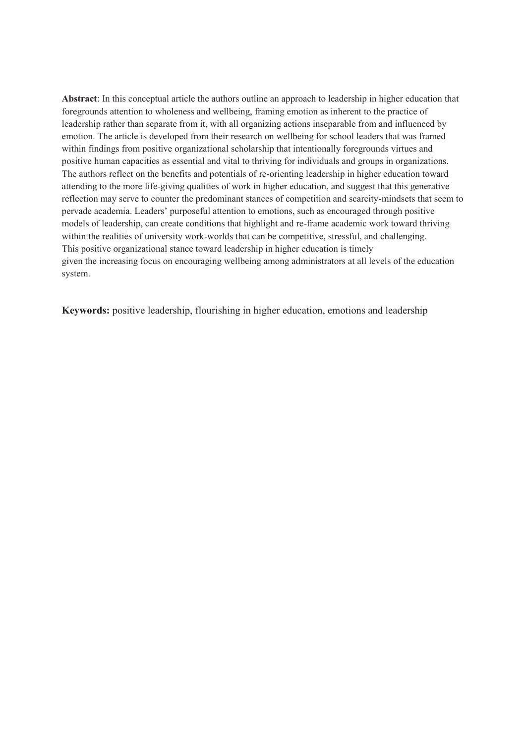**Abstract**: In this conceptual article the authors outline an approach to leadership in higher education that foregrounds attention to wholeness and wellbeing, framing emotion as inherent to the practice of leadership rather than separate from it, with all organizing actions inseparable from and influenced by emotion. The article is developed from their research on wellbeing for school leaders that was framed within findings from positive organizational scholarship that intentionally foregrounds virtues and positive human capacities as essential and vital to thriving for individuals and groups in organizations. The authors reflect on the benefits and potentials of re-orienting leadership in higher education toward attending to the more life-giving qualities of work in higher education, and suggest that this generative reflection may serve to counter the predominant stances of competition and scarcity-mindsets that seem to pervade academia. Leaders' purposeful attention to emotions, such as encouraged through positive models of leadership, can create conditions that highlight and re-frame academic work toward thriving within the realities of university work-worlds that can be competitive, stressful, and challenging. This positive organizational stance toward leadership in higher education is timely given the increasing focus on encouraging wellbeing among administrators at all levels of the education system.

**Keywords:** positive leadership, flourishing in higher education, emotions and leadership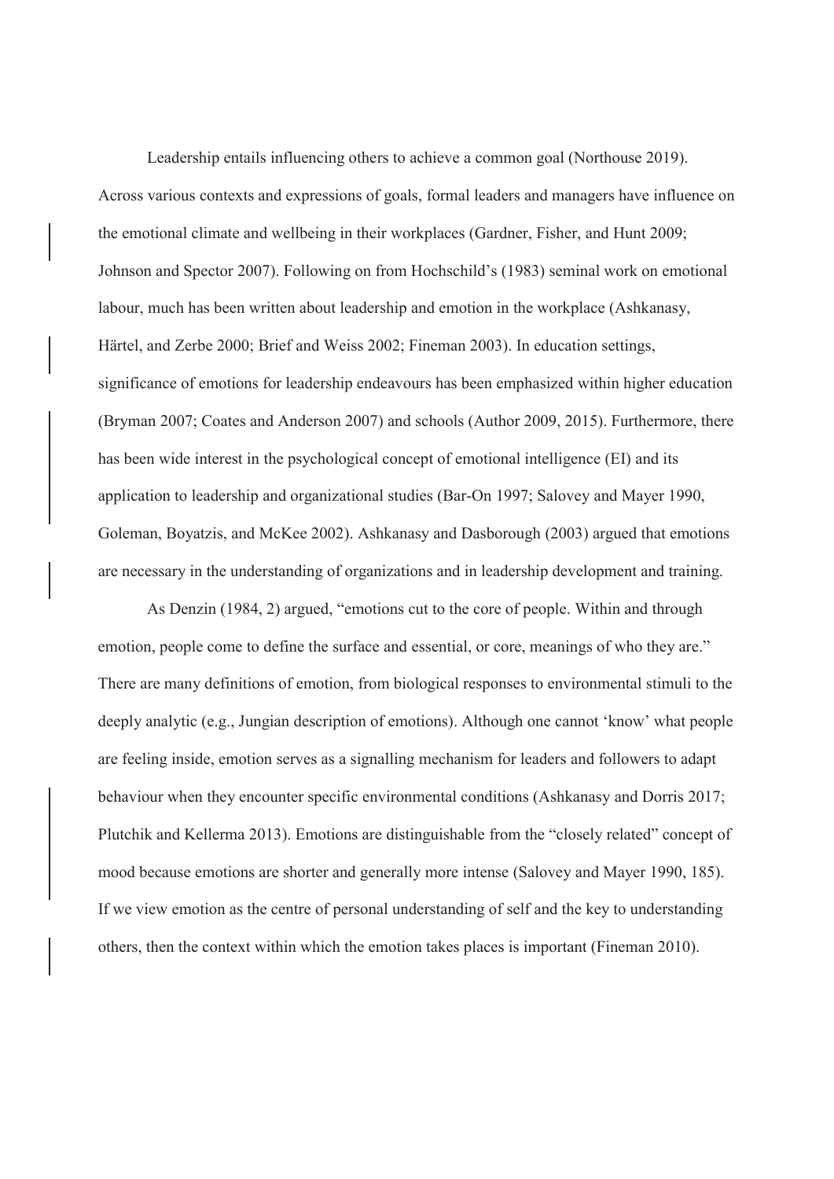Leadership entails influencing others to achieve a common goal (Northouse 2019). Across various contexts and expressions of goals, formal leaders and managers have influence on the emotional climate and wellbeing in their workplaces (Gardner, Fisher, and Hunt 2009; Johnson and Spector 2007). Following on from Hochschild's (1983) seminal work on emotional labour, much has been written about leadership and emotion in the workplace (Ashkanasy, Härtel, and Zerbe 2000; Brief and Weiss 2002; Fineman 2003). In education settings, significance of emotions for leadership endeavours has been emphasized within higher education (Bryman 2007; Coates and Anderson 2007) and schools (Author 2009, 2015). Furthermore, there has been wide interest in the psychological concept of emotional intelligence (EI) and its application to leadership and organizational studies (Bar-On 1997; Salovey and Mayer 1990, Goleman, Boyatzis, and McKee 2002). Ashkanasy and Dasborough (2003) argued that emotions are necessary in the understanding of organizations and in leadership development and training.

As Denzin (1984, 2) argued, "emotions cut to the core of people. Within and through emotion, people come to define the surface and essential, or core, meanings of who they are." There are many definitions of emotion, from biological responses to environmental stimuli to the deeply analytic (e.g., Jungian description of emotions). Although one cannot 'know' what people are feeling inside, emotion serves as a signalling mechanism for leaders and followers to adapt behaviour when they encounter specific environmental conditions (Ashkanasy and Dorris 2017; Plutchik and Kellerma 2013). Emotions are distinguishable from the "closely related" concept of mood because emotions are shorter and generally more intense (Salovey and Mayer 1990, 185). If we view emotion as the centre of personal understanding of self and the key to understanding others, then the context within which the emotion takes places is important (Fineman 2010).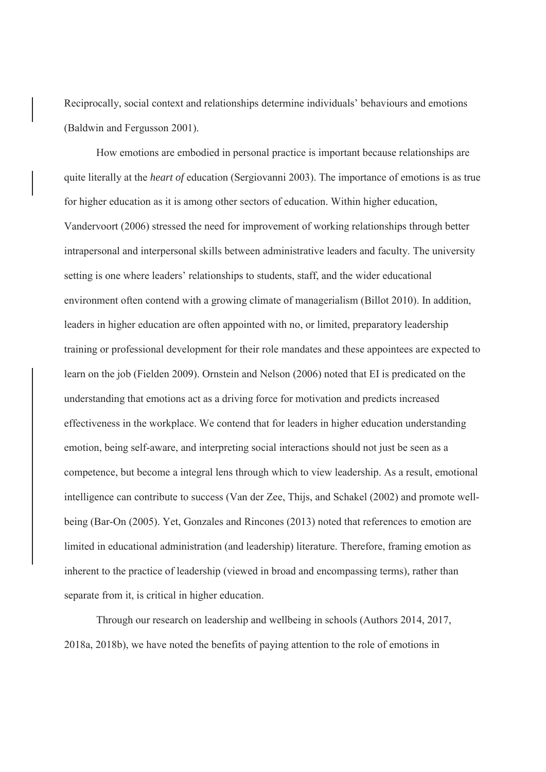Reciprocally, social context and relationships determine individuals' behaviours and emotions (Baldwin and Fergusson 2001).

How emotions are embodied in personal practice is important because relationships are quite literally at the *heart of* education (Sergiovanni 2003). The importance of emotions is as true for higher education as it is among other sectors of education. Within higher education, Vandervoort (2006) stressed the need for improvement of working relationships through better intrapersonal and interpersonal skills between administrative leaders and faculty. The university setting is one where leaders' relationships to students, staff, and the wider educational environment often contend with a growing climate of managerialism (Billot 2010). In addition, leaders in higher education are often appointed with no, or limited, preparatory leadership training or professional development for their role mandates and these appointees are expected to learn on the job (Fielden 2009). Ornstein and Nelson (2006) noted that EI is predicated on the understanding that emotions act as a driving force for motivation and predicts increased effectiveness in the workplace. We contend that for leaders in higher education understanding emotion, being self-aware, and interpreting social interactions should not just be seen as a competence, but become a integral lens through which to view leadership. As a result, emotional intelligence can contribute to success (Van der Zee, Thijs, and Schakel (2002) and promote well-being (Bar-On (2005). Yet, Gonzales and Rincones (2013) noted that references to emotion are limited in educational administration (and leadership) literature. Therefore, framing emotion as inherent to the practice of leadership (viewed in broad and encompassing terms), rather than separate from it, is critical in higher education.

Through our research on leadership and wellbeing in schools (Authors 2014, 2017, 2018a, 2018b), we have noted the benefits of paying attention to the role of emotions in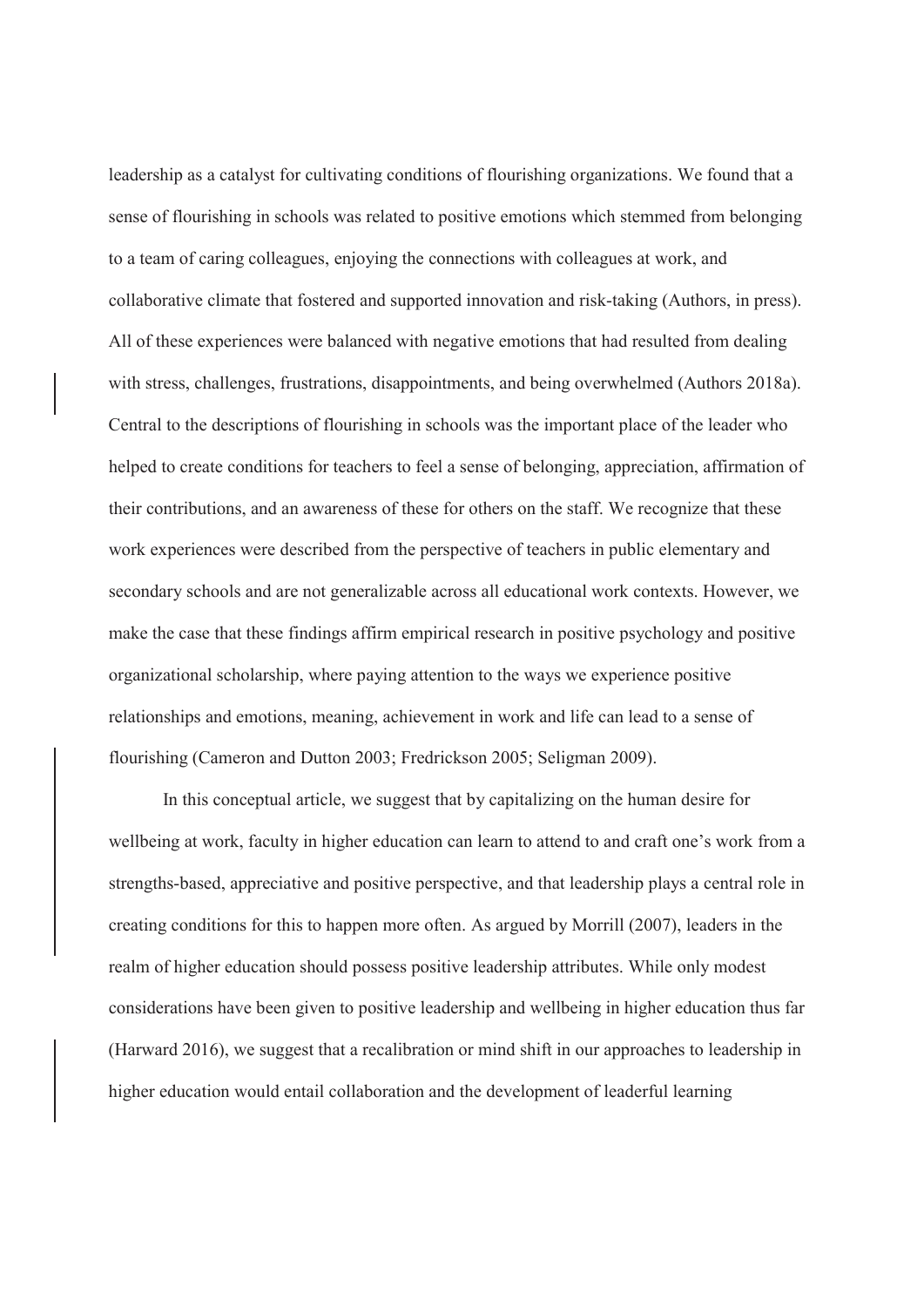leadership as a catalyst for cultivating conditions of flourishing organizations. We found that a sense of flourishing in schools was related to positive emotions which stemmed from belonging to a team of caring colleagues, enjoying the connections with colleagues at work, and collaborative climate that fostered and supported innovation and risk-taking (Authors, in press). All of these experiences were balanced with negative emotions that had resulted from dealing with stress, challenges, frustrations, disappointments, and being overwhelmed (Authors 2018a). Central to the descriptions of flourishing in schools was the important place of the leader who helped to create conditions for teachers to feel a sense of belonging, appreciation, affirmation of their contributions, and an awareness of these for others on the staff. We recognize that these work experiences were described from the perspective of teachers in public elementary and secondary schools and are not generalizable across all educational work contexts. However, we make the case that these findings affirm empirical research in positive psychology and positive organizational scholarship, where paying attention to the ways we experience positive relationships and emotions, meaning, achievement in work and life can lead to a sense of flourishing (Cameron and Dutton 2003; Fredrickson 2005; Seligman 2009).

In this conceptual article, we suggest that by capitalizing on the human desire for wellbeing at work, faculty in higher education can learn to attend to and craft one's work from a strengths-based, appreciative and positive perspective, and that leadership plays a central role in creating conditions for this to happen more often. As argued by Morrill (2007), leaders in the realm of higher education should possess positive leadership attributes. While only modest considerations have been given to positive leadership and wellbeing in higher education thus far (Harward 2016), we suggest that a recalibration or mind shift in our approaches to leadership in higher education would entail collaboration and the development of leaderful learning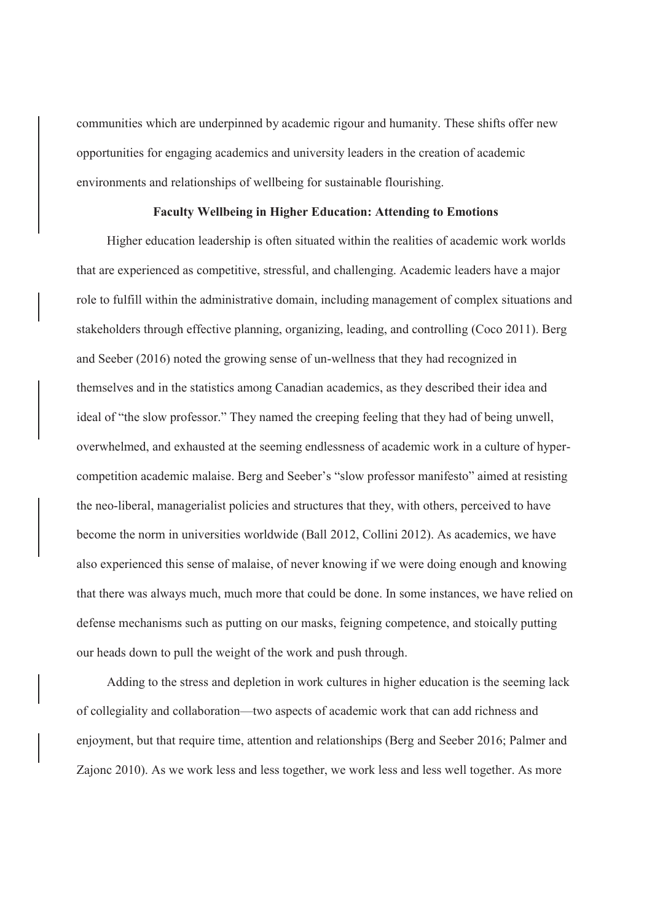communities which are underpinned by academic rigour and humanity. These shifts offer new opportunities for engaging academics and university leaders in the creation of academic environments and relationships of wellbeing for sustainable flourishing.

## Faculty Wellbeing in Higher Education: Attending to Emotions

Higher education leadership is often situated within the realities of academic work worlds that are experienced as competitive, stressful, and challenging. Academic leaders have a major role to fulfill within the administrative domain, including management of complex situations and stakeholders through effective planning, organizing, leading, and controlling (Coco 2011). Berg and Seeber (2016) noted the growing sense of un-wellness that they had recognized in themselves and in the statistics among Canadian academics, as they described their idea and ideal of "the slow professor." They named the creeping feeling that they had of being unwell, overwhelmed, and exhausted at the seeming endlessness of academic work in a culture of hyper-competition academic malaise. Berg and Seeber's "slow professor manifesto" aimed at resisting the neo-liberal, managerialist policies and structures that they, with others, perceived to have become the norm in universities worldwide (Ball 2012, Collini 2012). As academics, we have also experienced this sense of malaise, of never knowing if we were doing enough and knowing that there was always much, much more that could be done. In some instances, we have relied on defense mechanisms such as putting on our masks, feigning competence, and stoically putting our heads down to pull the weight of the work and push through.

Adding to the stress and depletion in work cultures in higher education is the seeming lack of collegiality and collaboration—two aspects of academic work that can add richness and enjoyment, but that require time, attention and relationships (Berg and Seeber 2016; Palmer and Zajonc 2010). As we work less and less together, we work less and less well together. As more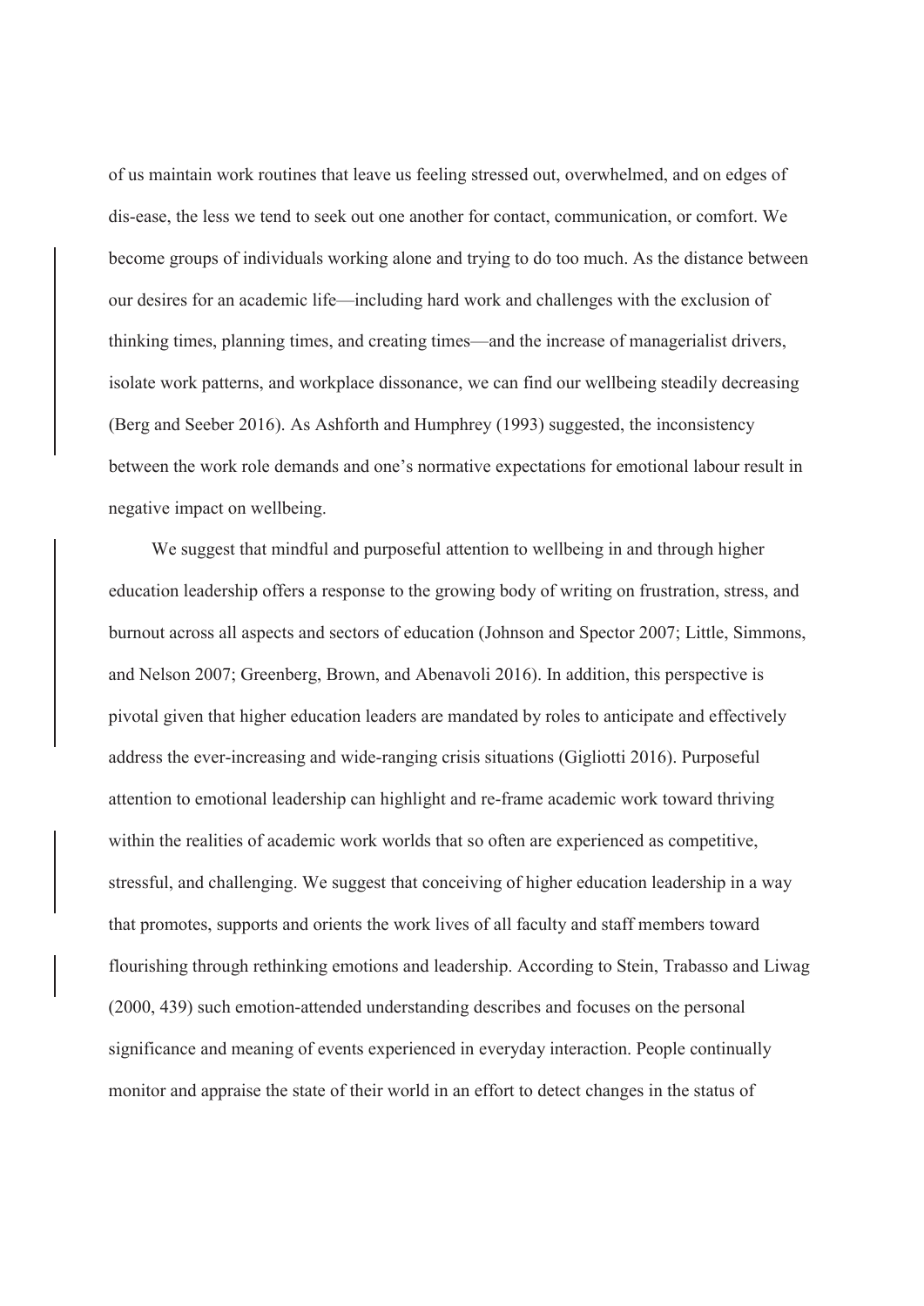of us maintain work routines that leave us feeling stressed out, overwhelmed, and on edges of dis-ease, the less we tend to seek out one another for contact, communication, or comfort. We become groups of individuals working alone and trying to do too much. As the distance between our desires for an academic life—including hard work and challenges with the exclusion of thinking times, planning times, and creating times—and the increase of managerialist drivers, isolate work patterns, and workplace dissonance, we can find our wellbeing steadily decreasing (Berg and Seeber 2016). As Ashforth and Humphrey (1993) suggested, the inconsistency between the work role demands and one's normative expectations for emotional labour result in negative impact on wellbeing.

We suggest that mindful and purposeful attention to wellbeing in and through higher education leadership offers a response to the growing body of writing on frustration, stress, and burnout across all aspects and sectors of education (Johnson and Spector 2007; Little, Simmons, and Nelson 2007; Greenberg, Brown, and Abenavoli 2016). In addition, this perspective is pivotal given that higher education leaders are mandated by roles to anticipate and effectively address the ever-increasing and wide-ranging crisis situations (Gigliotti 2016). Purposeful attention to emotional leadership can highlight and re-frame academic work toward thriving within the realities of academic work worlds that so often are experienced as competitive, stressful, and challenging. We suggest that conceiving of higher education leadership in a way that promotes, supports and orients the work lives of all faculty and staff members toward flourishing through rethinking emotions and leadership. According to Stein, Trabasso and Liwag (2000, 439) such emotion-attended understanding describes and focuses on the personal significance and meaning of events experienced in everyday interaction. People continually monitor and appraise the state of their world in an effort to detect changes in the status of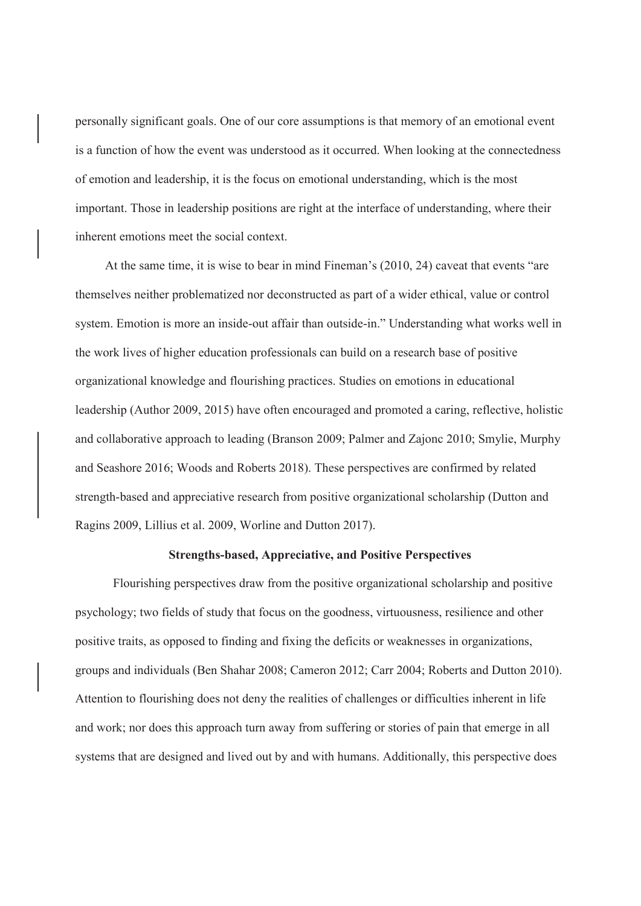personally significant goals. One of our core assumptions is that memory of an emotional event is a function of how the event was understood as it occurred. When looking at the connectedness of emotion and leadership, it is the focus on emotional understanding, which is the most important. Those in leadership positions are right at the interface of understanding, where their inherent emotions meet the social context.

At the same time, it is wise to bear in mind Fineman's (2010, 24) caveat that events "are themselves neither problematized nor deconstructed as part of a wider ethical, value or control system. Emotion is more an inside-out affair than outside-in." Understanding what works well in the work lives of higher education professionals can build on a research base of positive organizational knowledge and flourishing practices. Studies on emotions in educational leadership (Author 2009, 2015) have often encouraged and promoted a caring, reflective, holistic and collaborative approach to leading (Branson 2009; Palmer and Zajonc 2010; Smylie, Murphy and Seashore 2016; Woods and Roberts 2018). These perspectives are confirmed by related strength-based and appreciative research from positive organizational scholarship (Dutton and Ragins 2009, Lillius et al. 2009, Worline and Dutton 2017).

**Strengths-based, Appreciative, and Positive Perspectives**

Flourishing perspectives draw from the positive organizational scholarship and positive psychology; two fields of study that focus on the goodness, virtuousness, resilience and other positive traits, as opposed to finding and fixing the deficits or weaknesses in organizations, groups and individuals (Ben Shahar 2008; Cameron 2012; Carr 2004; Roberts and Dutton 2010). Attention to flourishing does not deny the realities of challenges or difficulties inherent in life and work; nor does this approach turn away from suffering or stories of pain that emerge in all systems that are designed and lived out by and with humans. Additionally, this perspective does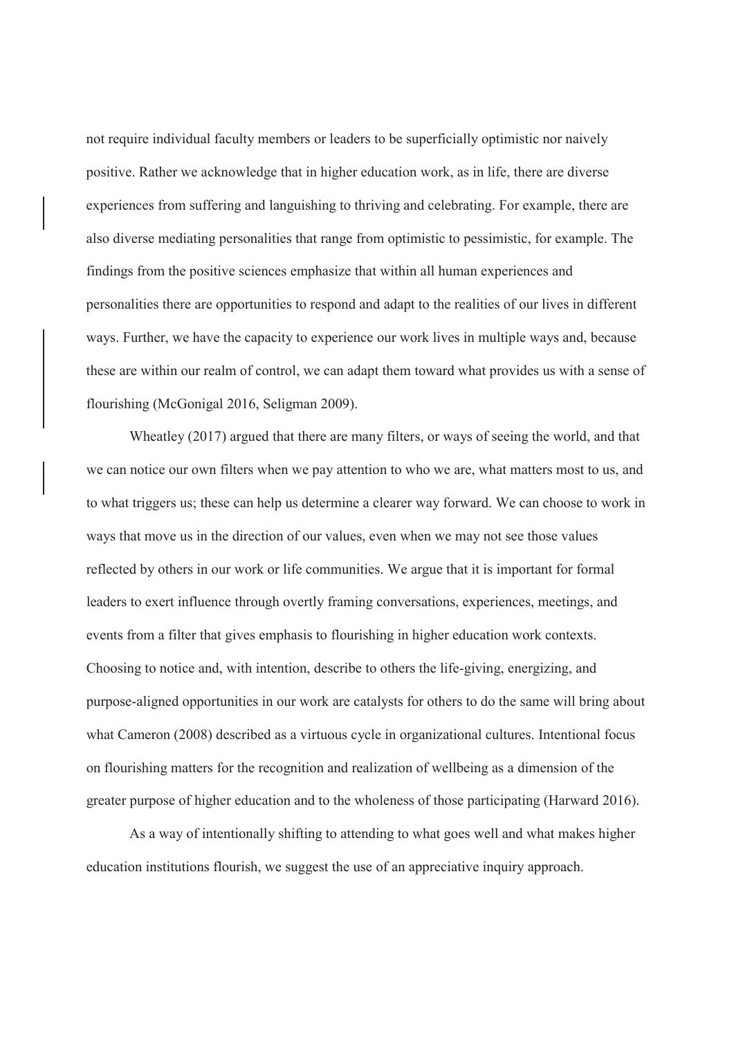not require individual faculty members or leaders to be superficially optimistic nor naively positive. Rather we acknowledge that in higher education work, as in life, there are diverse experiences from suffering and languishing to thriving and celebrating. For example, there are also diverse mediating personalities that range from optimistic to pessimistic, for example. The findings from the positive sciences emphasize that within all human experiences and personalities there are opportunities to respond and adapt to the realities of our lives in different ways. Further, we have the capacity to experience our work lives in multiple ways and, because these are within our realm of control, we can adapt them toward what provides us with a sense of flourishing (McGonigal 2016, Seligman 2009).

Wheatley (2017) argued that there are many filters, or ways of seeing the world, and that we can notice our own filters when we pay attention to who we are, what matters most to us, and to what triggers us; these can help us determine a clearer way forward. We can choose to work in ways that move us in the direction of our values, even when we may not see those values reflected by others in our work or life communities. We argue that it is important for formal leaders to exert influence through overtly framing conversations, experiences, meetings, and events from a filter that gives emphasis to flourishing in higher education work contexts. Choosing to notice and, with intention, describe to others the life-giving, energizing, and purpose-aligned opportunities in our work are catalysts for others to do the same will bring about what Cameron (2008) described as a virtuous cycle in organizational cultures. Intentional focus on flourishing matters for the recognition and realization of wellbeing as a dimension of the greater purpose of higher education and to the wholeness of those participating (Harward 2016).

As a way of intentionally shifting to attending to what goes well and what makes higher education institutions flourish, we suggest the use of an appreciative inquiry approach.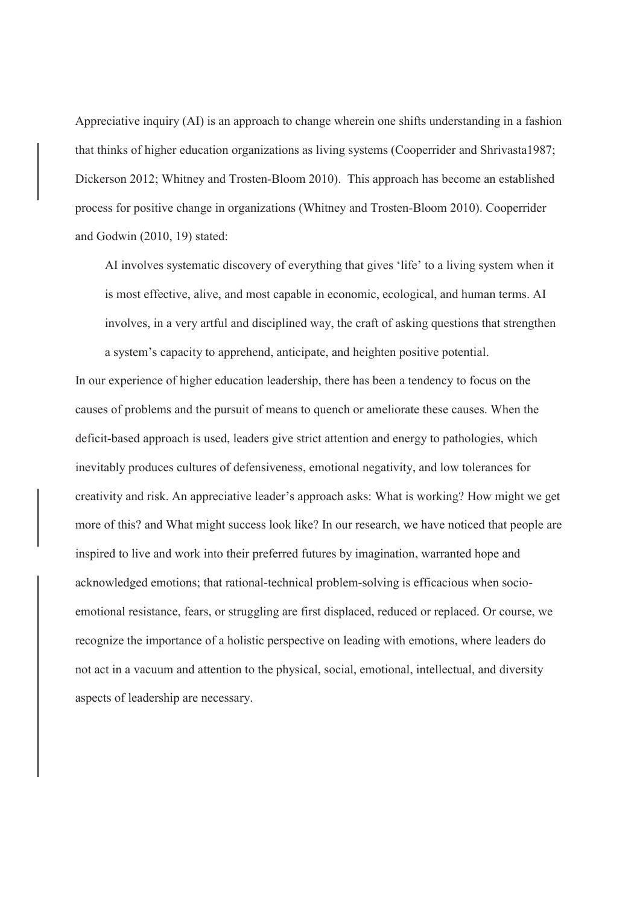Appreciative inquiry (AI) is an approach to change wherein one shifts understanding in a fashion that thinks of higher education organizations as living systems (Cooperrider and Shrivasta1987; Dickerson 2012; Whitney and Trosten-Bloom 2010). This approach has become an established process for positive change in organizations (Whitney and Trosten-Bloom 2010). Cooperrider and Godwin (2010, 19) stated:

> AI involves systematic discovery of everything that gives 'life' to a living system when it is most effective, alive, and most capable in economic, ecological, and human terms. AI involves, in a very artful and disciplined way, the craft of asking questions that strengthen a system's capacity to apprehend, anticipate, and heighten positive potential.

In our experience of higher education leadership, there has been a tendency to focus on the causes of problems and the pursuit of means to quench or ameliorate these causes. When the deficit-based approach is used, leaders give strict attention and energy to pathologies, which inevitably produces cultures of defensiveness, emotional negativity, and low tolerances for creativity and risk. An appreciative leader's approach asks: What is working? How might we get more of this? and What might success look like? In our research, we have noticed that people are inspired to live and work into their preferred futures by imagination, warranted hope and acknowledged emotions; that rational-technical problem-solving is efficacious when socio-emotional resistance, fears, or struggling are first displaced, reduced or replaced. Or course, we recognize the importance of a holistic perspective on leading with emotions, where leaders do not act in a vacuum and attention to the physical, social, emotional, intellectual, and diversity aspects of leadership are necessary.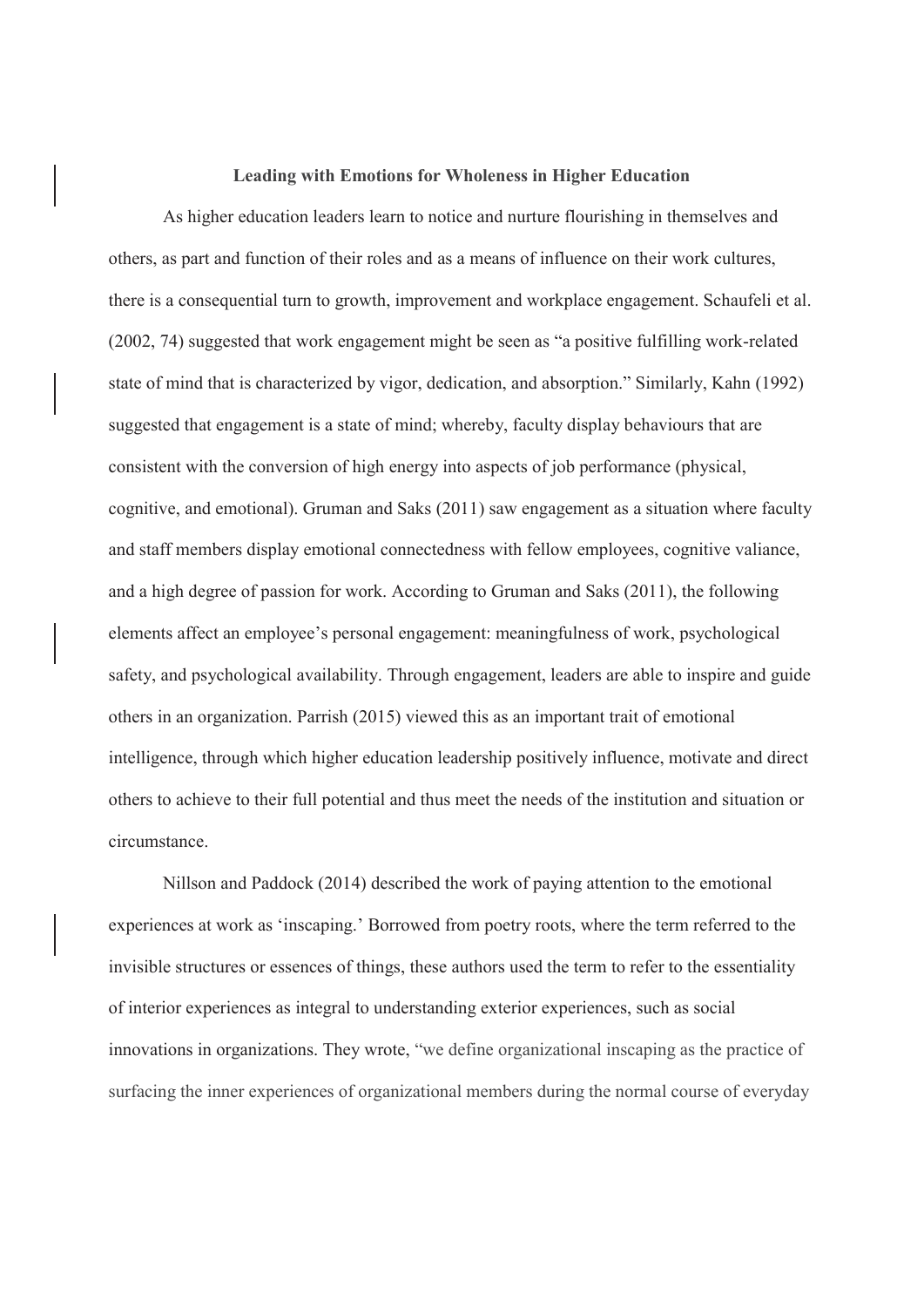## Leading with Emotions for Wholeness in Higher Education

As higher education leaders learn to notice and nurture flourishing in themselves and others, as part and function of their roles and as a means of influence on their work cultures, there is a consequential turn to growth, improvement and workplace engagement. Schaufeli et al. (2002, 74) suggested that work engagement might be seen as "a positive fulfilling work-related state of mind that is characterized by vigor, dedication, and absorption." Similarly, Kahn (1992) suggested that engagement is a state of mind; whereby, faculty display behaviours that are consistent with the conversion of high energy into aspects of job performance (physical, cognitive, and emotional). Gruman and Saks (2011) saw engagement as a situation where faculty and staff members display emotional connectedness with fellow employees, cognitive valiance, and a high degree of passion for work. According to Gruman and Saks (2011), the following elements affect an employee's personal engagement: meaningfulness of work, psychological safety, and psychological availability. Through engagement, leaders are able to inspire and guide others in an organization. Parrish (2015) viewed this as an important trait of emotional intelligence, through which higher education leadership positively influence, motivate and direct others to achieve to their full potential and thus meet the needs of the institution and situation or circumstance.

Nillson and Paddock (2014) described the work of paying attention to the emotional experiences at work as 'inscaping.' Borrowed from poetry roots, where the term referred to the invisible structures or essences of things, these authors used the term to refer to the essentiality of interior experiences as integral to understanding exterior experiences, such as social innovations in organizations. They wrote, "we define organizational inscaping as the practice of surfacing the inner experiences of organizational members during the normal course of everyday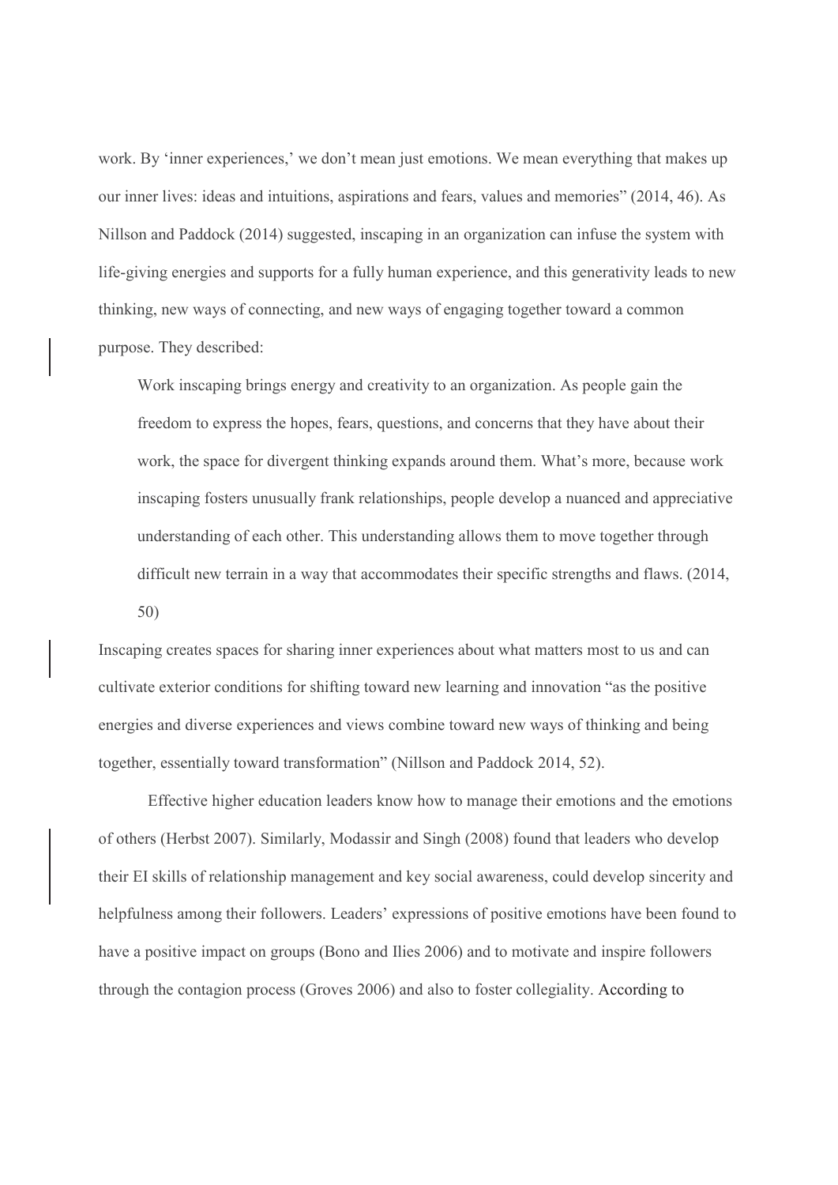work. By 'inner experiences,' we don't mean just emotions. We mean everything that makes up our inner lives: ideas and intuitions, aspirations and fears, values and memories" (2014, 46). As Nillson and Paddock (2014) suggested, inscaping in an organization can infuse the system with life-giving energies and supports for a fully human experience, and this generativity leads to new thinking, new ways of connecting, and new ways of engaging together toward a common purpose. They described:

> Work inscaping brings energy and creativity to an organization. As people gain the freedom to express the hopes, fears, questions, and concerns that they have about their work, the space for divergent thinking expands around them. What's more, because work inscaping fosters unusually frank relationships, people develop a nuanced and appreciative understanding of each other. This understanding allows them to move together through difficult new terrain in a way that accommodates their specific strengths and flaws. (2014, 50)

Inscaping creates spaces for sharing inner experiences about what matters most to us and can cultivate exterior conditions for shifting toward new learning and innovation "as the positive energies and diverse experiences and views combine toward new ways of thinking and being together, essentially toward transformation" (Nillson and Paddock 2014, 52).

Effective higher education leaders know how to manage their emotions and the emotions of others (Herbst 2007). Similarly, Modassir and Singh (2008) found that leaders who develop their EI skills of relationship management and key social awareness, could develop sincerity and helpfulness among their followers. Leaders' expressions of positive emotions have been found to have a positive impact on groups (Bono and Ilies 2006) and to motivate and inspire followers through the contagion process (Groves 2006) and also to foster collegiality. According to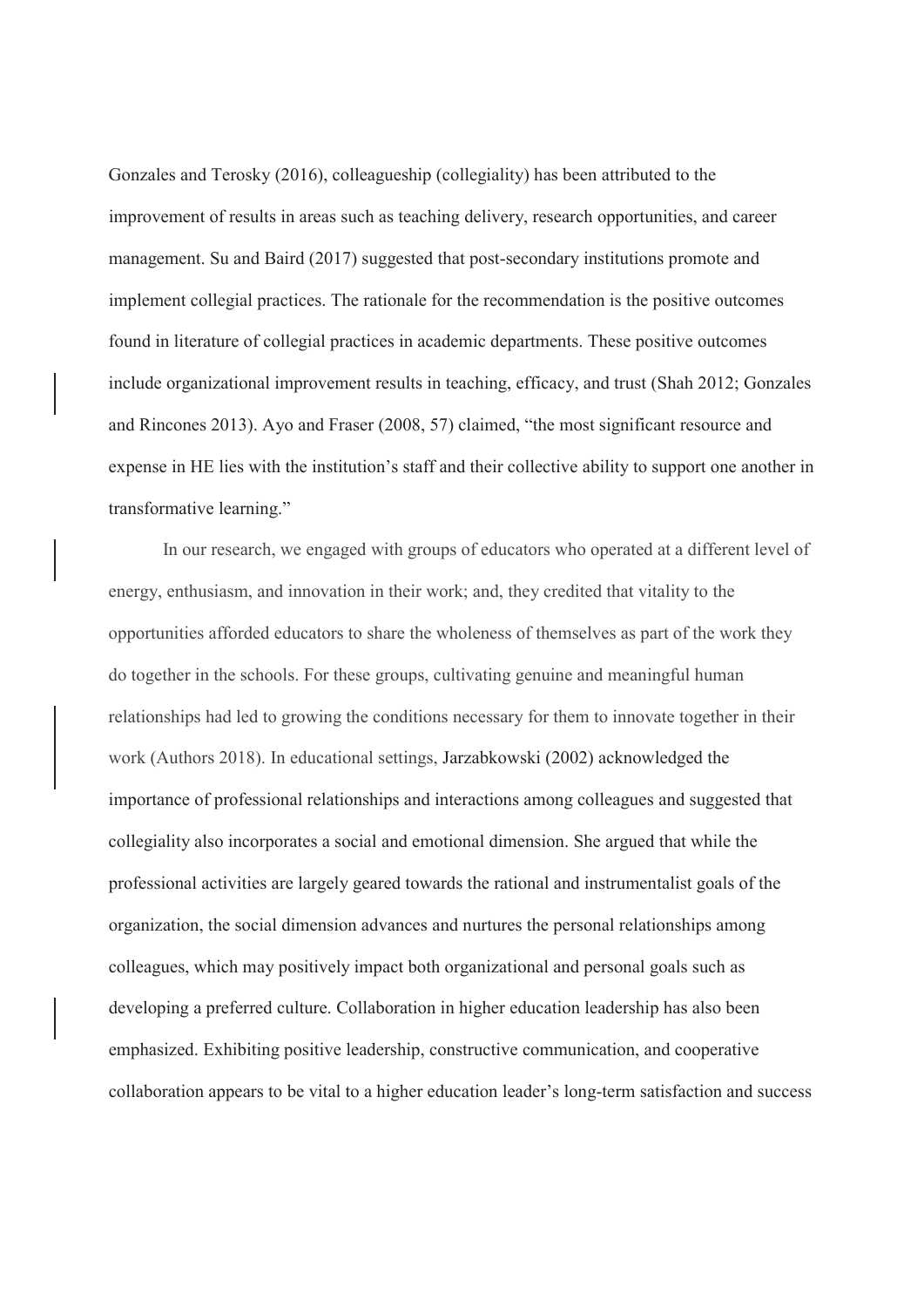Gonzales and Terosky (2016), colleagueship (collegiality) has been attributed to the improvement of results in areas such as teaching delivery, research opportunities, and career management. Su and Baird (2017) suggested that post-secondary institutions promote and implement collegial practices. The rationale for the recommendation is the positive outcomes found in literature of collegial practices in academic departments. These positive outcomes include organizational improvement results in teaching, efficacy, and trust (Shah 2012; Gonzales and Rincones 2013). Ayo and Fraser (2008, 57) claimed, "the most significant resource and expense in HE lies with the institution's staff and their collective ability to support one another in transformative learning."

In our research, we engaged with groups of educators who operated at a different level of energy, enthusiasm, and innovation in their work; and, they credited that vitality to the opportunities afforded educators to share the wholeness of themselves as part of the work they do together in the schools. For these groups, cultivating genuine and meaningful human relationships had led to growing the conditions necessary for them to innovate together in their work (Authors 2018). In educational settings, Jarzabkowski (2002) acknowledged the importance of professional relationships and interactions among colleagues and suggested that collegiality also incorporates a social and emotional dimension. She argued that while the professional activities are largely geared towards the rational and instrumentalist goals of the organization, the social dimension advances and nurtures the personal relationships among colleagues, which may positively impact both organizational and personal goals such as developing a preferred culture. Collaboration in higher education leadership has also been emphasized. Exhibiting positive leadership, constructive communication, and cooperative collaboration appears to be vital to a higher education leader's long-term satisfaction and success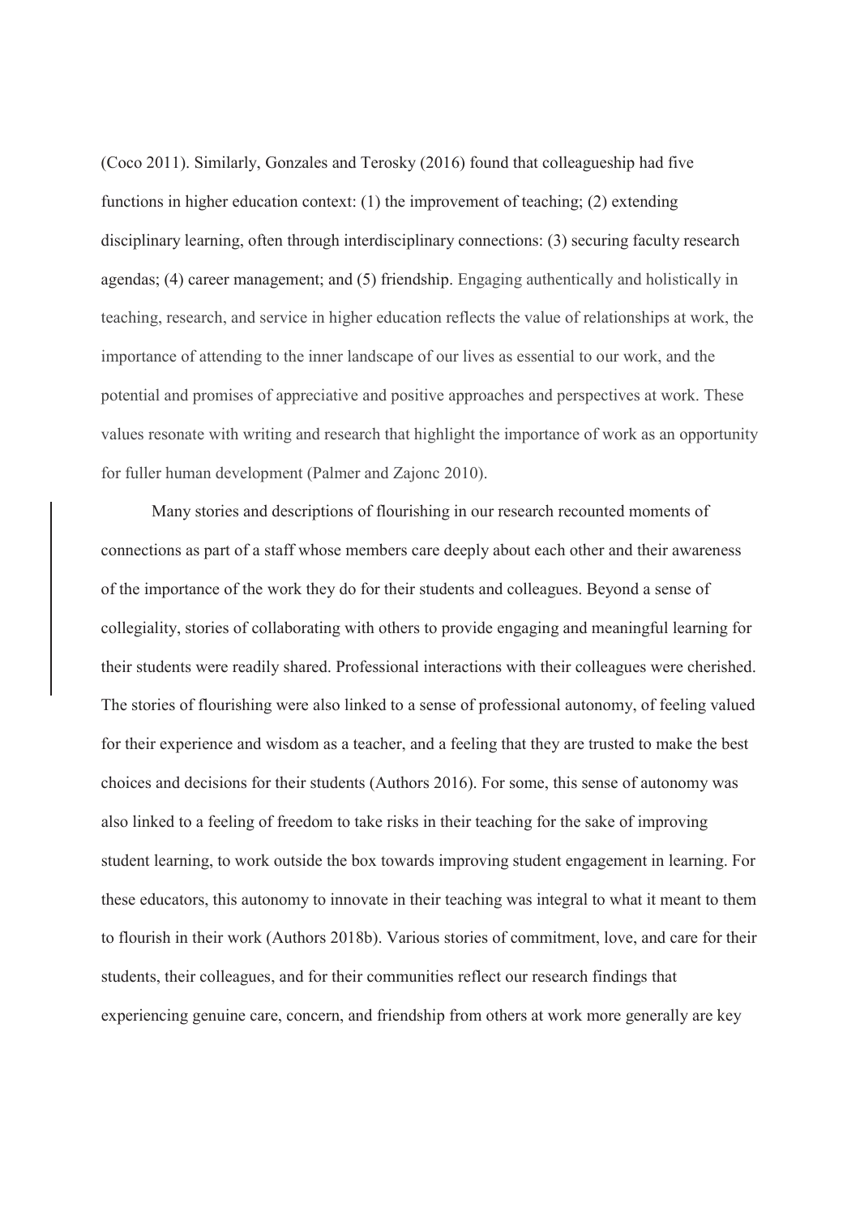(Coco 2011). Similarly, Gonzales and Terosky (2016) found that colleagueship had five functions in higher education context: (1) the improvement of teaching; (2) extending disciplinary learning, often through interdisciplinary connections: (3) securing faculty research agendas; (4) career management; and (5) friendship. Engaging authentically and holistically in teaching, research, and service in higher education reflects the value of relationships at work, the importance of attending to the inner landscape of our lives as essential to our work, and the potential and promises of appreciative and positive approaches and perspectives at work. These values resonate with writing and research that highlight the importance of work as an opportunity for fuller human development (Palmer and Zajonc 2010).

Many stories and descriptions of flourishing in our research recounted moments of connections as part of a staff whose members care deeply about each other and their awareness of the importance of the work they do for their students and colleagues. Beyond a sense of collegiality, stories of collaborating with others to provide engaging and meaningful learning for their students were readily shared. Professional interactions with their colleagues were cherished. The stories of flourishing were also linked to a sense of professional autonomy, of feeling valued for their experience and wisdom as a teacher, and a feeling that they are trusted to make the best choices and decisions for their students (Authors 2016). For some, this sense of autonomy was also linked to a feeling of freedom to take risks in their teaching for the sake of improving student learning, to work outside the box towards improving student engagement in learning. For these educators, this autonomy to innovate in their teaching was integral to what it meant to them to flourish in their work (Authors 2018b). Various stories of commitment, love, and care for their students, their colleagues, and for their communities reflect our research findings that experiencing genuine care, concern, and friendship from others at work more generally are key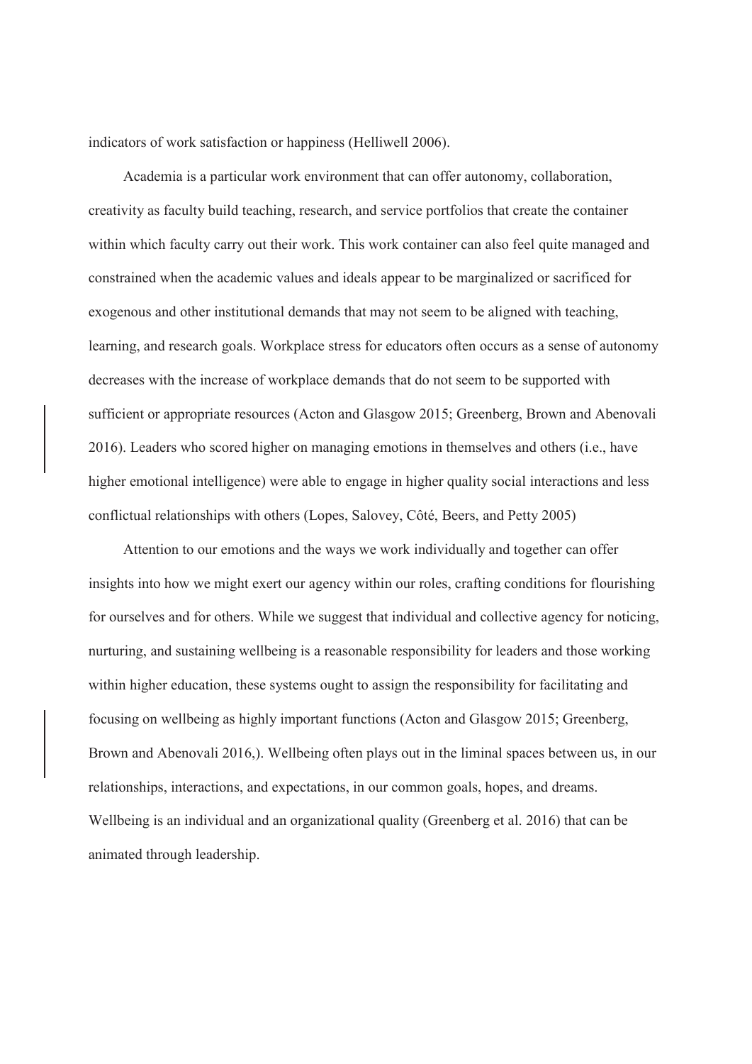indicators of work satisfaction or happiness (Helliwell 2006).

Academia is a particular work environment that can offer autonomy, collaboration, creativity as faculty build teaching, research, and service portfolios that create the container within which faculty carry out their work. This work container can also feel quite managed and constrained when the academic values and ideals appear to be marginalized or sacrificed for exogenous and other institutional demands that may not seem to be aligned with teaching, learning, and research goals. Workplace stress for educators often occurs as a sense of autonomy decreases with the increase of workplace demands that do not seem to be supported with sufficient or appropriate resources (Acton and Glasgow 2015; Greenberg, Brown and Abenovali 2016). Leaders who scored higher on managing emotions in themselves and others (i.e., have higher emotional intelligence) were able to engage in higher quality social interactions and less conflictual relationships with others (Lopes, Salovey, Côté, Beers, and Petty 2005)

Attention to our emotions and the ways we work individually and together can offer insights into how we might exert our agency within our roles, crafting conditions for flourishing for ourselves and for others. While we suggest that individual and collective agency for noticing, nurturing, and sustaining wellbeing is a reasonable responsibility for leaders and those working within higher education, these systems ought to assign the responsibility for facilitating and focusing on wellbeing as highly important functions (Acton and Glasgow 2015; Greenberg, Brown and Abenovali 2016,). Wellbeing often plays out in the liminal spaces between us, in our relationships, interactions, and expectations, in our common goals, hopes, and dreams. Wellbeing is an individual and an organizational quality (Greenberg et al. 2016) that can be animated through leadership.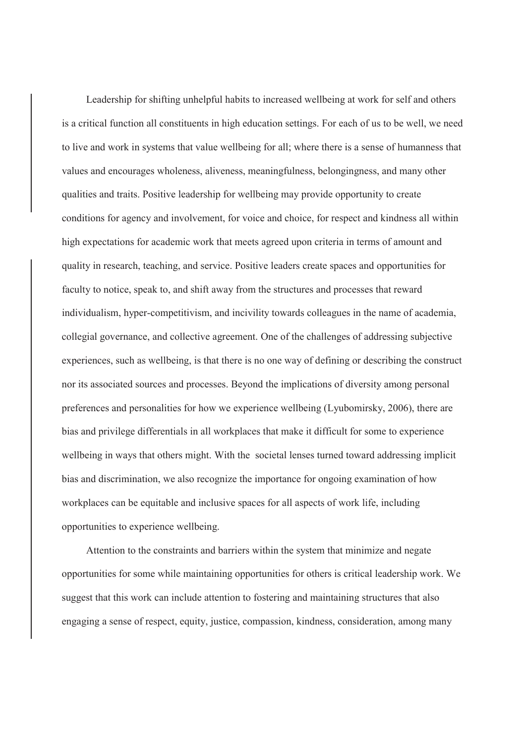Leadership for shifting unhelpful habits to increased wellbeing at work for self and others is a critical function all constituents in high education settings. For each of us to be well, we need to live and work in systems that value wellbeing for all; where there is a sense of humanness that values and encourages wholeness, aliveness, meaningfulness, belongingness, and many other qualities and traits. Positive leadership for wellbeing may provide opportunity to create conditions for agency and involvement, for voice and choice, for respect and kindness all within high expectations for academic work that meets agreed upon criteria in terms of amount and quality in research, teaching, and service. Positive leaders create spaces and opportunities for faculty to notice, speak to, and shift away from the structures and processes that reward individualism, hyper-competitivism, and incivility towards colleagues in the name of academia, collegial governance, and collective agreement. One of the challenges of addressing subjective experiences, such as wellbeing, is that there is no one way of defining or describing the construct nor its associated sources and processes. Beyond the implications of diversity among personal preferences and personalities for how we experience wellbeing (Lyubomirsky, 2006), there are bias and privilege differentials in all workplaces that make it difficult for some to experience wellbeing in ways that others might. With the societal lenses turned toward addressing implicit bias and discrimination, we also recognize the importance for ongoing examination of how workplaces can be equitable and inclusive spaces for all aspects of work life, including opportunities to experience wellbeing.

Attention to the constraints and barriers within the system that minimize and negate opportunities for some while maintaining opportunities for others is critical leadership work. We suggest that this work can include attention to fostering and maintaining structures that also engaging a sense of respect, equity, justice, compassion, kindness, consideration, among many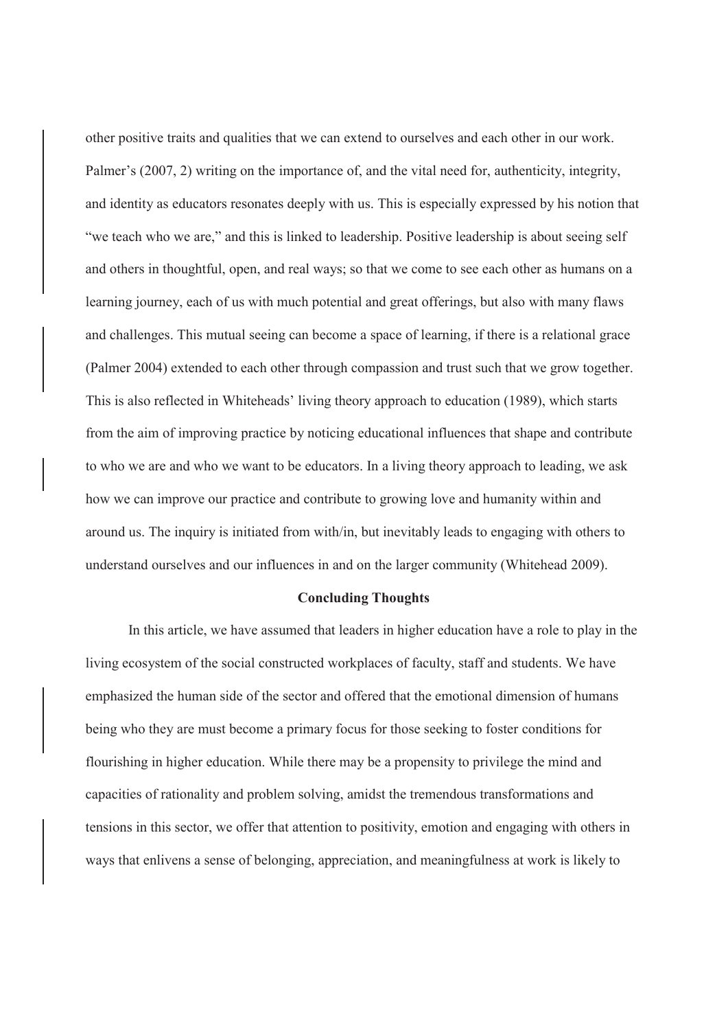other positive traits and qualities that we can extend to ourselves and each other in our work. Palmer's (2007, 2) writing on the importance of, and the vital need for, authenticity, integrity, and identity as educators resonates deeply with us. This is especially expressed by his notion that "we teach who we are," and this is linked to leadership. Positive leadership is about seeing self and others in thoughtful, open, and real ways; so that we come to see each other as humans on a learning journey, each of us with much potential and great offerings, but also with many flaws and challenges. This mutual seeing can become a space of learning, if there is a relational grace (Palmer 2004) extended to each other through compassion and trust such that we grow together. This is also reflected in Whiteheads' living theory approach to education (1989), which starts from the aim of improving practice by noticing educational influences that shape and contribute to who we are and who we want to be educators. In a living theory approach to leading, we ask how we can improve our practice and contribute to growing love and humanity within and around us. The inquiry is initiated from with/in, but inevitably leads to engaging with others to understand ourselves and our influences in and on the larger community (Whitehead 2009).

## Concluding Thoughts

In this article, we have assumed that leaders in higher education have a role to play in the living ecosystem of the social constructed workplaces of faculty, staff and students. We have emphasized the human side of the sector and offered that the emotional dimension of humans being who they are must become a primary focus for those seeking to foster conditions for flourishing in higher education. While there may be a propensity to privilege the mind and capacities of rationality and problem solving, amidst the tremendous transformations and tensions in this sector, we offer that attention to positivity, emotion and engaging with others in ways that enlivens a sense of belonging, appreciation, and meaningfulness at work is likely to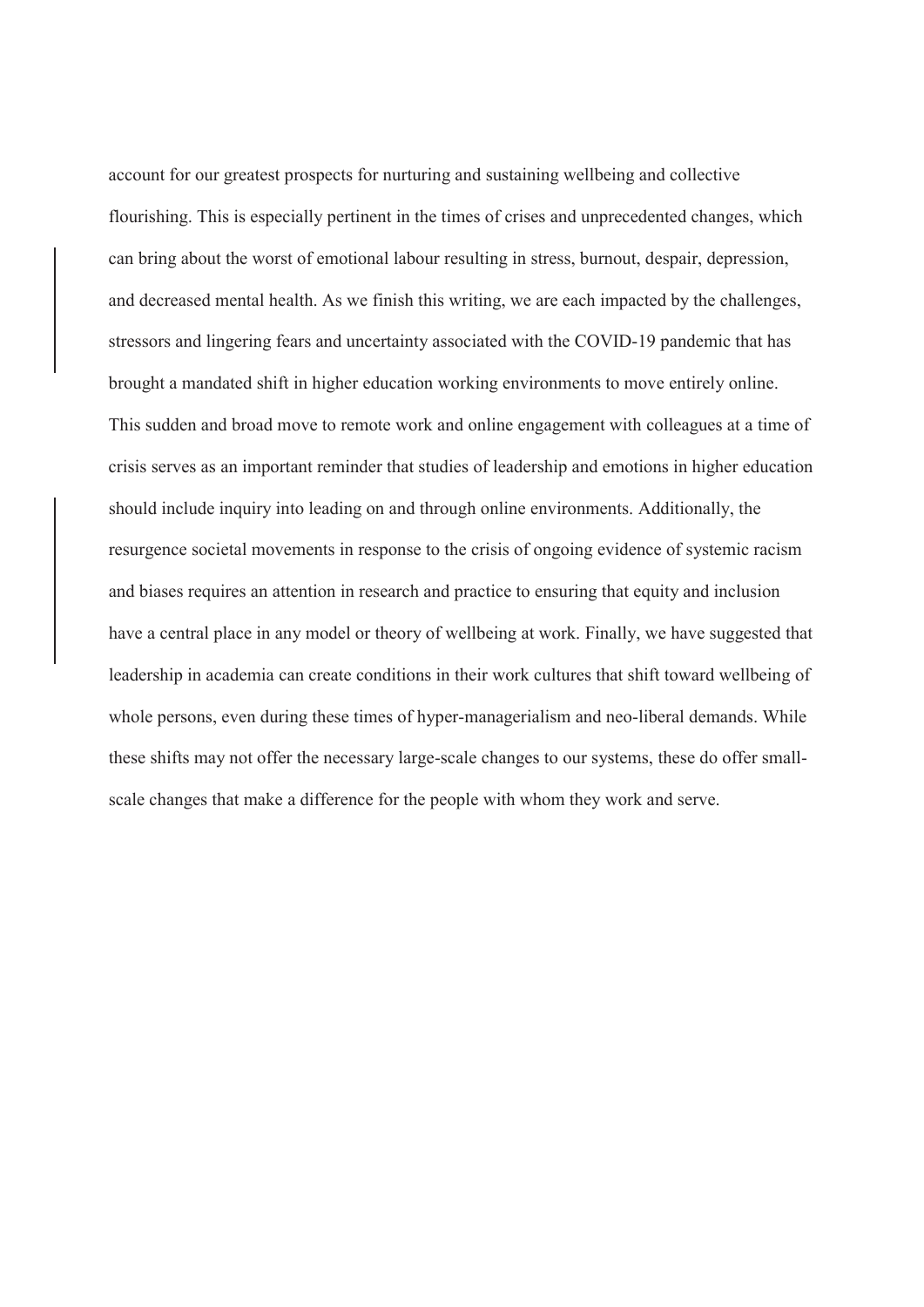account for our greatest prospects for nurturing and sustaining wellbeing and collective flourishing. This is especially pertinent in the times of crises and unprecedented changes, which can bring about the worst of emotional labour resulting in stress, burnout, despair, depression, and decreased mental health. As we finish this writing, we are each impacted by the challenges, stressors and lingering fears and uncertainty associated with the COVID-19 pandemic that has brought a mandated shift in higher education working environments to move entirely online. This sudden and broad move to remote work and online engagement with colleagues at a time of crisis serves as an important reminder that studies of leadership and emotions in higher education should include inquiry into leading on and through online environments. Additionally, the resurgence societal movements in response to the crisis of ongoing evidence of systemic racism and biases requires an attention in research and practice to ensuring that equity and inclusion have a central place in any model or theory of wellbeing at work. Finally, we have suggested that leadership in academia can create conditions in their work cultures that shift toward wellbeing of whole persons, even during these times of hyper-managerialism and neo-liberal demands. While these shifts may not offer the necessary large-scale changes to our systems, these do offer small-scale changes that make a difference for the people with whom they work and serve.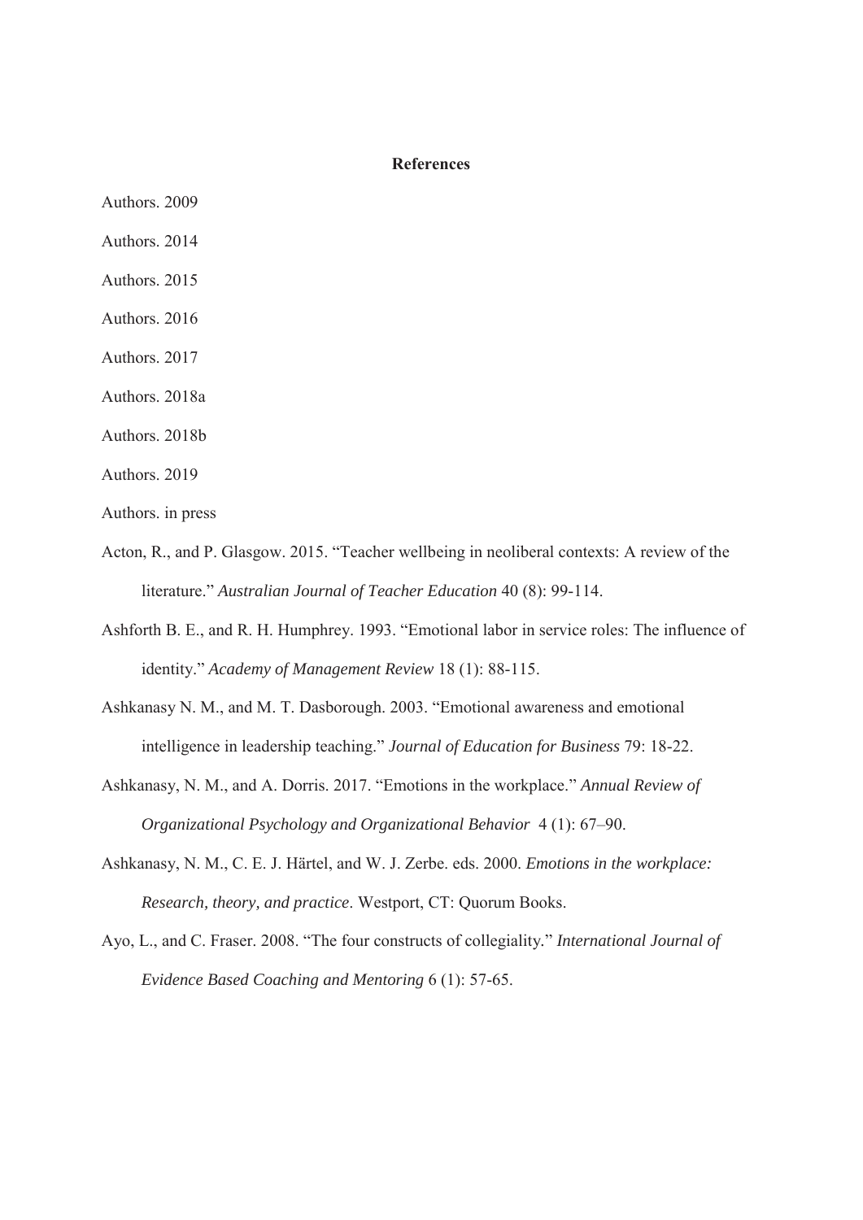## References

Authors. 2009

Authors. 2014

Authors. 2015

Authors. 2016

Authors. 2017

Authors. 2018a

Authors. 2018b

Authors. 2019

Authors. in press

Acton, R., and P. Glasgow. 2015. "Teacher wellbeing in neoliberal contexts: A review of the literature." *Australian Journal of Teacher Education* 40 (8): 99-114.

Ashforth B. E., and R. H. Humphrey. 1993. "Emotional labor in service roles: The influence of identity." *Academy of Management Review* 18 (1): 88-115.

Ashkanasy N. M., and M. T. Dasborough. 2003. "Emotional awareness and emotional intelligence in leadership teaching." *Journal of Education for Business* 79: 18-22.

Ashkanasy, N. M., and A. Dorris. 2017. "Emotions in the workplace." *Annual Review of Organizational Psychology and Organizational Behavior* 4 (1): 67–90.

Ashkanasy, N. M., C. E. J. Härtel, and W. J. Zerbe. eds. 2000. *Emotions in the workplace: Research, theory, and practice*. Westport, CT: Quorum Books.

Ayo, L., and C. Fraser. 2008. "The four constructs of collegiality." *International Journal of Evidence Based Coaching and Mentoring* 6 (1): 57-65.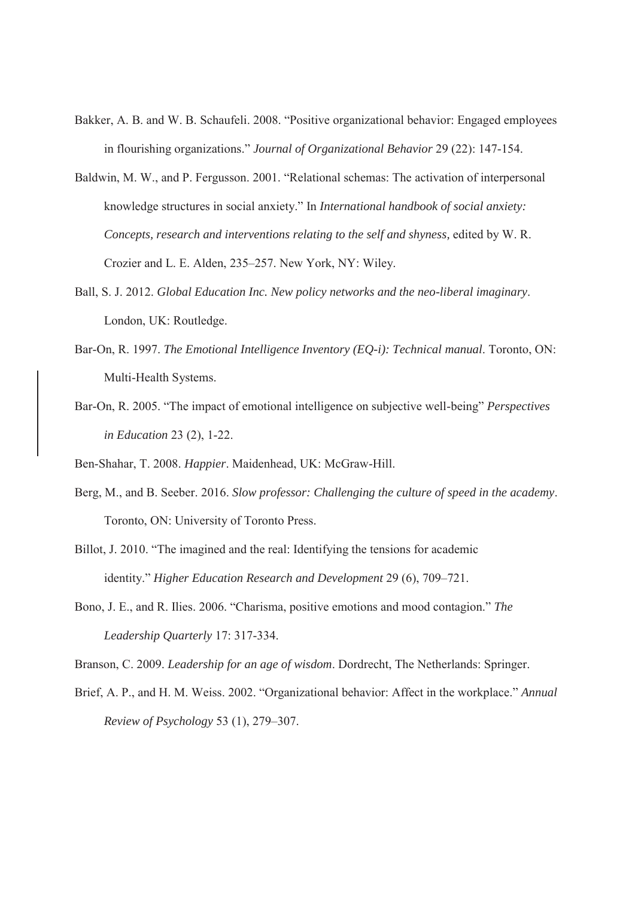Bakker, A. B. and W. B. Schaufeli. 2008. "Positive organizational behavior: Engaged employees in flourishing organizations." *Journal of Organizational Behavior* 29 (22): 147-154.

Baldwin, M. W., and P. Fergusson. 2001. "Relational schemas: The activation of interpersonal knowledge structures in social anxiety." In *International handbook of social anxiety: Concepts, research and interventions relating to the self and shyness,* edited by W. R. Crozier and L. E. Alden, 235–257. New York, NY: Wiley.

Ball, S. J. 2012. *Global Education Inc. New policy networks and the neo-liberal imaginary*. London, UK: Routledge.

Bar-On, R. 1997. *The Emotional Intelligence Inventory (EQ-i): Technical manual*. Toronto, ON: Multi-Health Systems.

Bar-On, R. 2005. "The impact of emotional intelligence on subjective well-being" *Perspectives in Education* 23 (2), 1-22.

Ben-Shahar, T. 2008. *Happier*. Maidenhead, UK: McGraw-Hill.

Berg, M., and B. Seeber. 2016. *Slow professor: Challenging the culture of speed in the academy*. Toronto, ON: University of Toronto Press.

Billot, J. 2010. "The imagined and the real: Identifying the tensions for academic identity." *Higher Education Research and Development* 29 (6), 709–721.

Bono, J. E., and R. Ilies. 2006. "Charisma, positive emotions and mood contagion." *The Leadership Quarterly* 17: 317-334.

Branson, C. 2009. *Leadership for an age of wisdom*. Dordrecht, The Netherlands: Springer.

Brief, A. P., and H. M. Weiss. 2002. "Organizational behavior: Affect in the workplace." *Annual Review of Psychology* 53 (1), 279–307.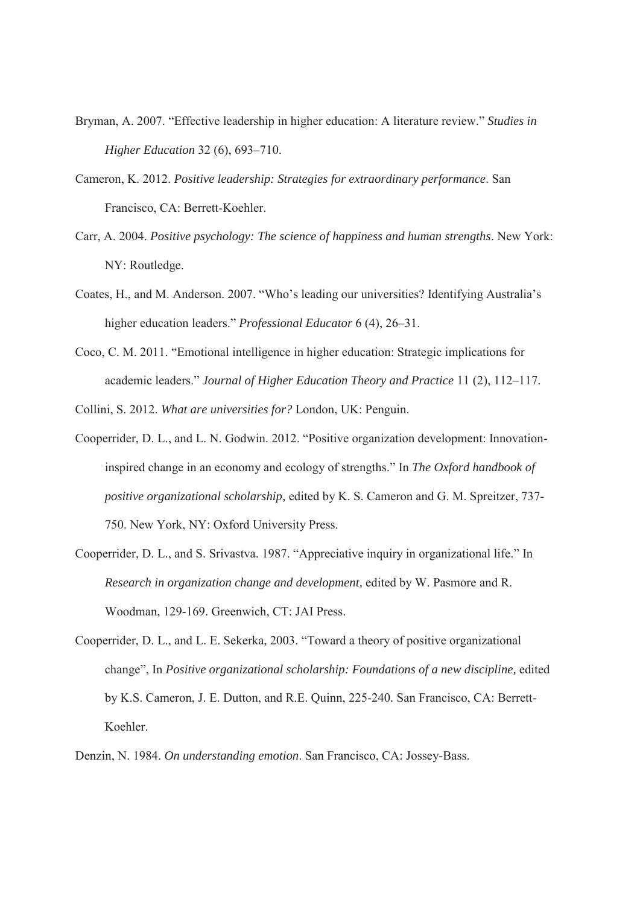Bryman, A. 2007. "Effective leadership in higher education: A literature review." *Studies in Higher Education* 32 (6), 693–710.

Cameron, K. 2012. *Positive leadership: Strategies for extraordinary performance*. San Francisco, CA: Berrett-Koehler.

Carr, A. 2004. *Positive psychology: The science of happiness and human strengths*. New York: NY: Routledge.

Coates, H., and M. Anderson. 2007. "Who's leading our universities? Identifying Australia's higher education leaders." *Professional Educator* 6 (4), 26–31.

Coco, C. M. 2011. "Emotional intelligence in higher education: Strategic implications for academic leaders." *Journal of Higher Education Theory and Practice* 11 (2), 112–117.

Collini, S. 2012. *What are universities for?* London, UK: Penguin.

Cooperrider, D. L., and L. N. Godwin. 2012. "Positive organization development: Innovation-inspired change in an economy and ecology of strengths." In *The Oxford handbook of positive organizational scholarship,* edited by K. S. Cameron and G. M. Spreitzer, 737-750. New York, NY: Oxford University Press.

Cooperrider, D. L., and S. Srivastva. 1987. "Appreciative inquiry in organizational life." In *Research in organization change and development,* edited by W. Pasmore and R. Woodman, 129-169. Greenwich, CT: JAI Press.

Cooperrider, D. L., and L. E. Sekerka, 2003. "Toward a theory of positive organizational change", In *Positive organizational scholarship: Foundations of a new discipline,* edited by K.S. Cameron, J. E. Dutton, and R.E. Quinn, 225-240. San Francisco, CA: Berrett-Koehler.

Denzin, N. 1984. *On understanding emotion*. San Francisco, CA: Jossey-Bass.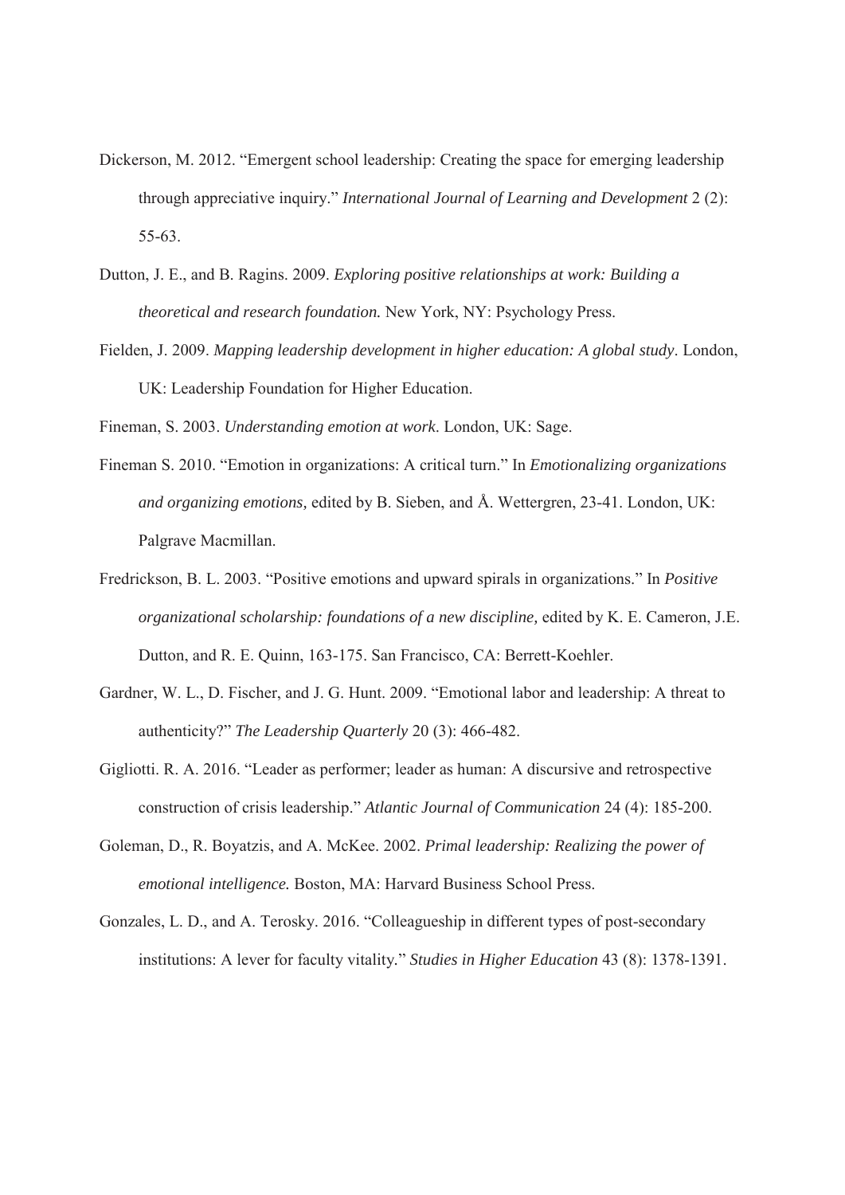Dickerson, M. 2012. “Emergent school leadership: Creating the space for emerging leadership through appreciative inquiry.” *International Journal of Learning and Development* 2 (2): 55-63.

Dutton, J. E., and B. Ragins. 2009. *Exploring positive relationships at work: Building a theoretical and research foundation.* New York, NY: Psychology Press.

Fielden, J. 2009. *Mapping leadership development in higher education: A global study*. London, UK: Leadership Foundation for Higher Education.

Fineman, S. 2003. *Understanding emotion at work*. London, UK: Sage.

Fineman S. 2010. “Emotion in organizations: A critical turn.” In *Emotionalizing organizations and organizing emotions,* edited by B. Sieben, and Å. Wettergren, 23-41. London, UK: Palgrave Macmillan.

Fredrickson, B. L. 2003. “Positive emotions and upward spirals in organizations.” In *Positive organizational scholarship: foundations of a new discipline,* edited by K. E. Cameron, J.E. Dutton, and R. E. Quinn, 163-175. San Francisco, CA: Berrett-Koehler.

Gardner, W. L., D. Fischer, and J. G. Hunt. 2009. “Emotional labor and leadership: A threat to authenticity?” *The Leadership Quarterly* 20 (3): 466-482.

Gigliotti. R. A. 2016. “Leader as performer; leader as human: A discursive and retrospective construction of crisis leadership.” *Atlantic Journal of Communication* 24 (4): 185-200.

Goleman, D., R. Boyatzis, and A. McKee. 2002. *Primal leadership: Realizing the power of emotional intelligence.* Boston, MA: Harvard Business School Press.

Gonzales, L. D., and A. Terosky. 2016. “Colleagueship in different types of post-secondary institutions: A lever for faculty vitality.” *Studies in Higher Education* 43 (8): 1378-1391.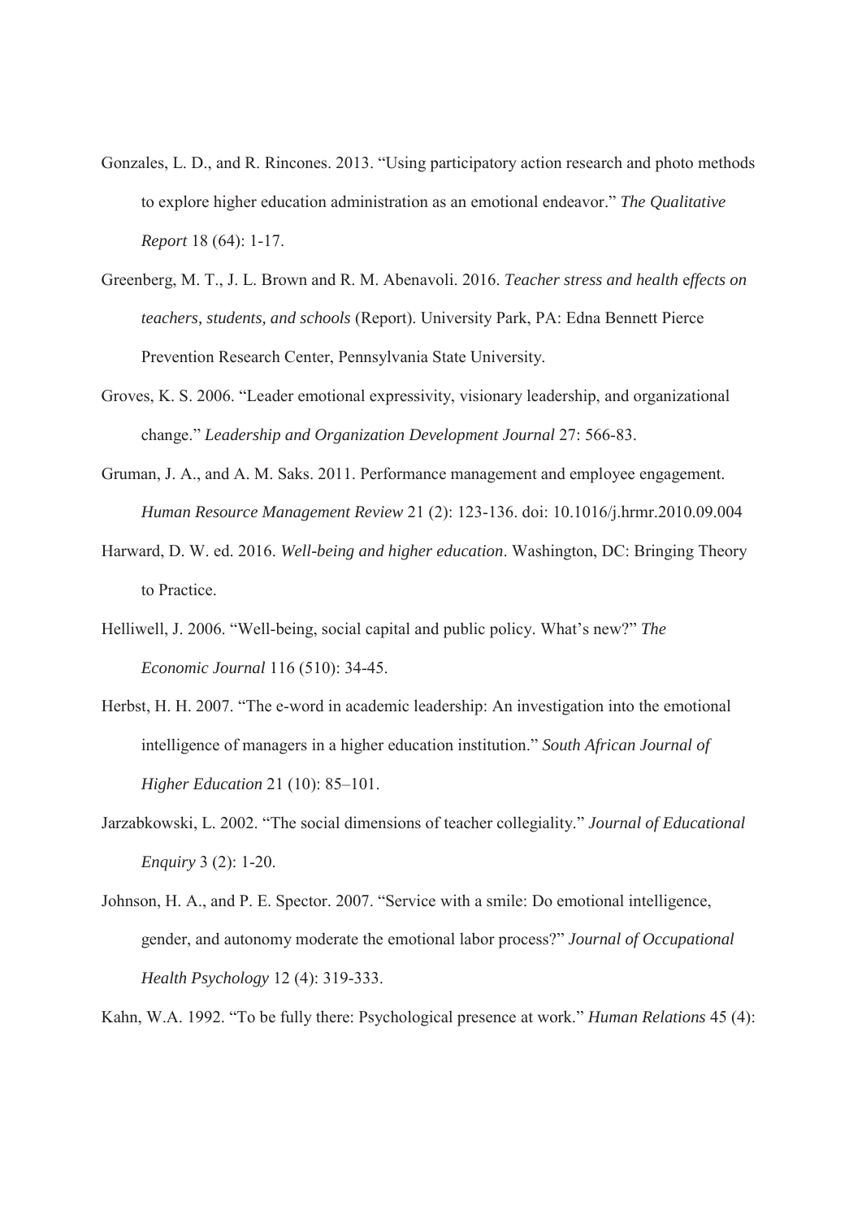Gonzales, L. D., and R. Rincones. 2013. "Using participatory action research and photo methods to explore higher education administration as an emotional endeavor." *The Qualitative Report* 18 (64): 1-17.

Greenberg, M. T., J. L. Brown and R. M. Abenavoli. 2016. *Teacher stress and health effects on teachers, students, and schools* (Report). University Park, PA: Edna Bennett Pierce Prevention Research Center, Pennsylvania State University.

Groves, K. S. 2006. "Leader emotional expressivity, visionary leadership, and organizational change." *Leadership and Organization Development Journal* 27: 566-83.

Gruman, J. A., and A. M. Saks. 2011. Performance management and employee engagement. *Human Resource Management Review* 21 (2): 123-136. doi: 10.1016/j.hrmr.2010.09.004

Harward, D. W. ed. 2016. *Well-being and higher education*. Washington, DC: Bringing Theory to Practice.

Helliwell, J. 2006. "Well-being, social capital and public policy. What's new?" *The Economic Journal* 116 (510): 34-45.

Herbst, H. H. 2007. "The e-word in academic leadership: An investigation into the emotional intelligence of managers in a higher education institution." *South African Journal of Higher Education* 21 (10): 85–101.

Jarzabkowski, L. 2002. "The social dimensions of teacher collegiality." *Journal of Educational Enquiry* 3 (2): 1-20.

Johnson, H. A., and P. E. Spector. 2007. "Service with a smile: Do emotional intelligence, gender, and autonomy moderate the emotional labor process?" *Journal of Occupational Health Psychology* 12 (4): 319-333.

Kahn, W.A. 1992. "To be fully there: Psychological presence at work." *Human Relations* 45 (4):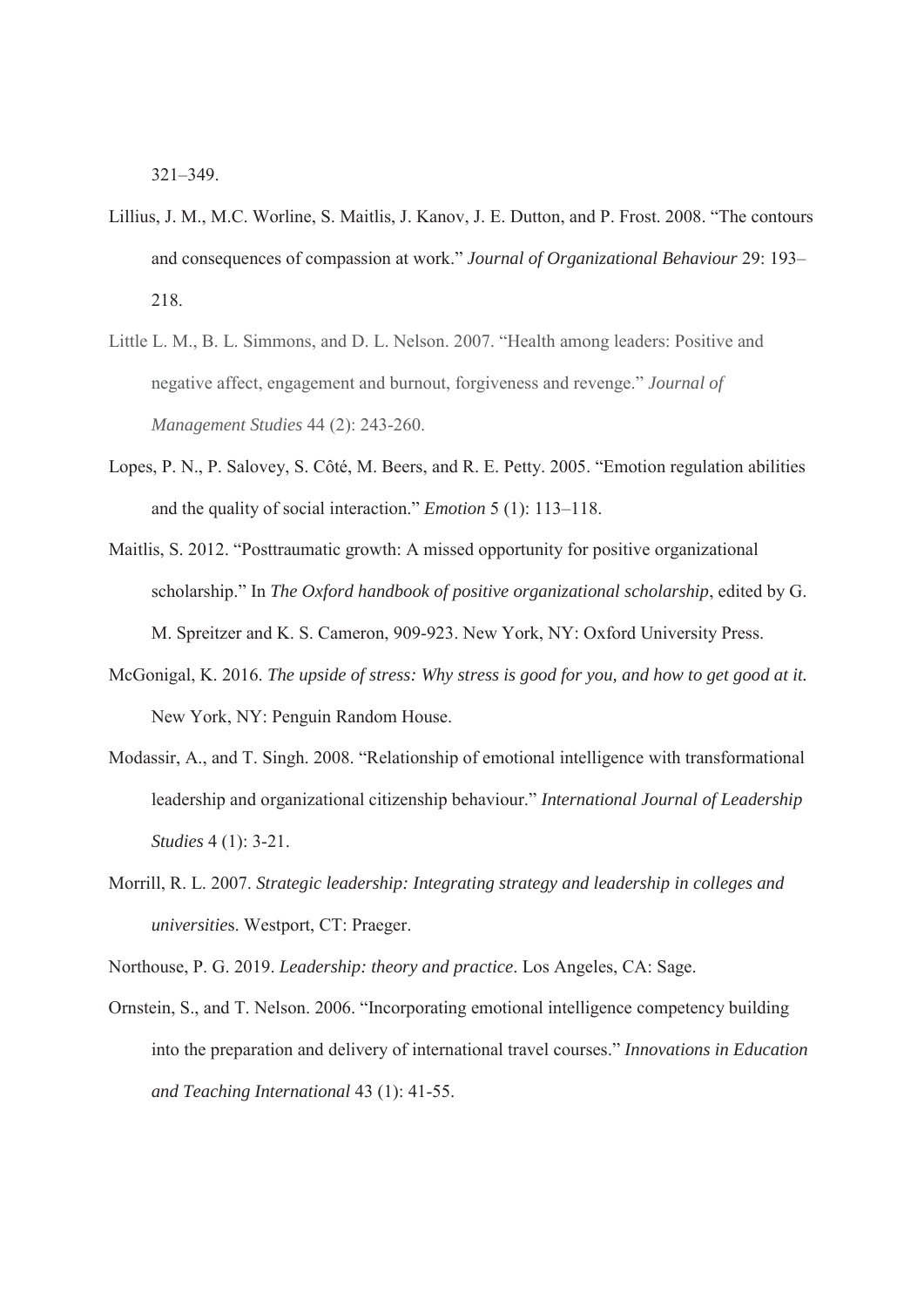321–349.

Lillius, J. M., M.C. Worline, S. Maitlis, J. Kanov, J. E. Dutton, and P. Frost. 2008. "The contours and consequences of compassion at work." *Journal of Organizational Behaviour* 29: 193–218.

Little L. M., B. L. Simmons, and D. L. Nelson. 2007. "Health among leaders: Positive and negative affect, engagement and burnout, forgiveness and revenge." *Journal of Management Studies* 44 (2): 243-260.

Lopes, P. N., P. Salovey, S. Côté, M. Beers, and R. E. Petty. 2005. "Emotion regulation abilities and the quality of social interaction." *Emotion* 5 (1): 113–118.

Maitlis, S. 2012. "Posttraumatic growth: A missed opportunity for positive organizational scholarship." In *The Oxford handbook of positive organizational scholarship*, edited by G. M. Spreitzer and K. S. Cameron, 909-923. New York, NY: Oxford University Press.

McGonigal, K. 2016. *The upside of stress: Why stress is good for you, and how to get good at it.* New York, NY: Penguin Random House.

Modassir, A., and T. Singh. 2008. "Relationship of emotional intelligence with transformational leadership and organizational citizenship behaviour." *International Journal of Leadership Studies* 4 (1): 3-21.

Morrill, R. L. 2007. *Strategic leadership: Integrating strategy and leadership in colleges and universities*. Westport, CT: Praeger.

Northouse, P. G. 2019. *Leadership: theory and practice*. Los Angeles, CA: Sage.

Ornstein, S., and T. Nelson. 2006. "Incorporating emotional intelligence competency building into the preparation and delivery of international travel courses." *Innovations in Education and Teaching International* 43 (1): 41-55.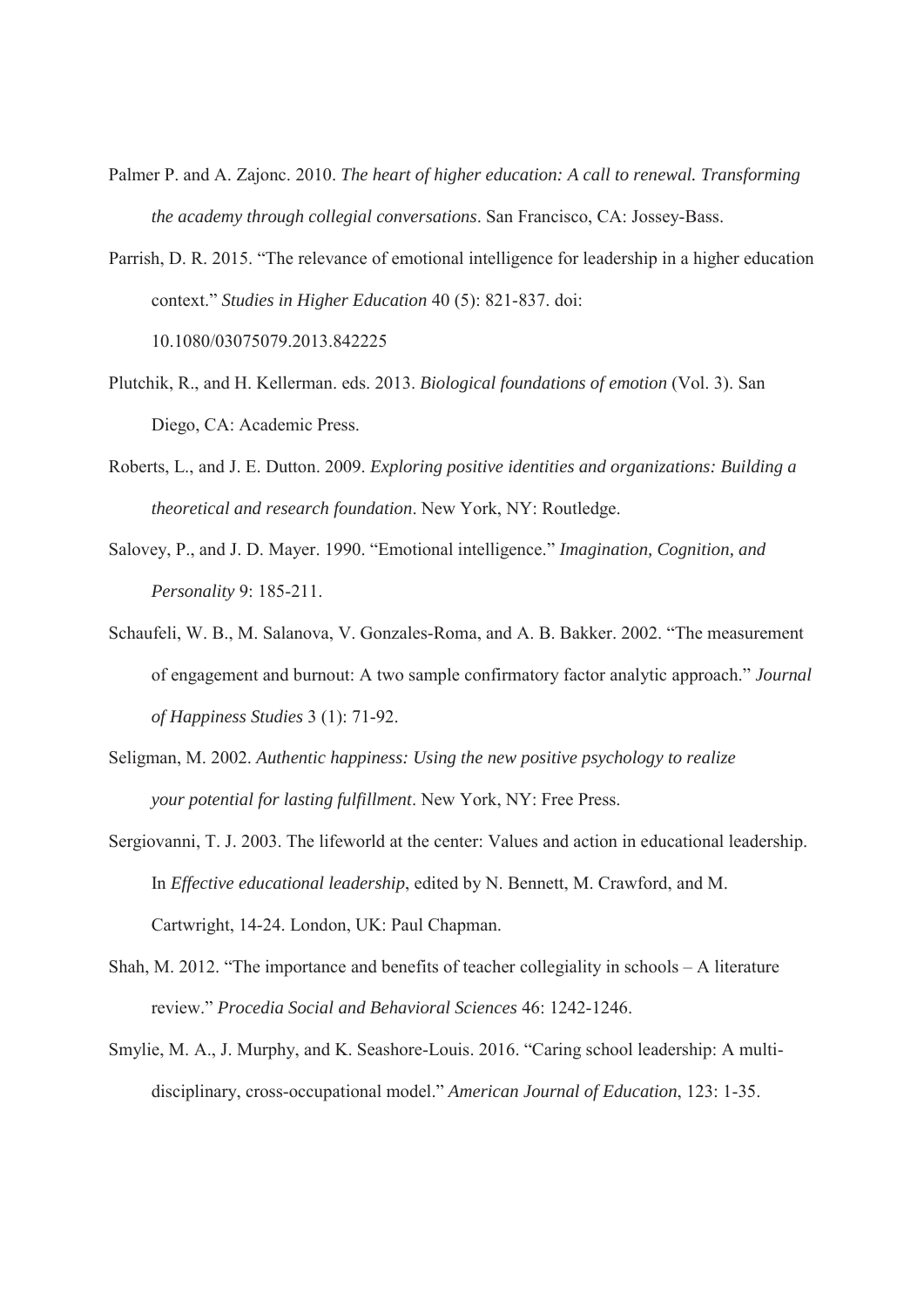Palmer P. and A. Zajonc. 2010. *The heart of higher education: A call to renewal. Transforming the academy through collegial conversations*. San Francisco, CA: Jossey-Bass.

Parrish, D. R. 2015. "The relevance of emotional intelligence for leadership in a higher education context." *Studies in Higher Education* 40 (5): 821-837. doi: 10.1080/03075079.2013.842225

Plutchik, R., and H. Kellerman. eds. 2013. *Biological foundations of emotion* (Vol. 3). San Diego, CA: Academic Press.

Roberts, L., and J. E. Dutton. 2009. *Exploring positive identities and organizations: Building a theoretical and research foundation*. New York, NY: Routledge.

Salovey, P., and J. D. Mayer. 1990. "Emotional intelligence." *Imagination, Cognition, and Personality* 9: 185-211.

Schaufeli, W. B., M. Salanova, V. Gonzales-Roma, and A. B. Bakker. 2002. "The measurement of engagement and burnout: A two sample confirmatory factor analytic approach." *Journal of Happiness Studies* 3 (1): 71-92.

Seligman, M. 2002. *Authentic happiness: Using the new positive psychology to realize your potential for lasting fulfillment*. New York, NY: Free Press.

Sergiovanni, T. J. 2003. The lifeworld at the center: Values and action in educational leadership. In *Effective educational leadership*, edited by N. Bennett, M. Crawford, and M. Cartwright, 14-24. London, UK: Paul Chapman.

Shah, M. 2012. "The importance and benefits of teacher collegiality in schools – A literature review." *Procedia Social and Behavioral Sciences* 46: 1242-1246.

Smylie, M. A., J. Murphy, and K. Seashore-Louis. 2016. "Caring school leadership: A multi-disciplinary, cross-occupational model." *American Journal of Education*, 123: 1-35.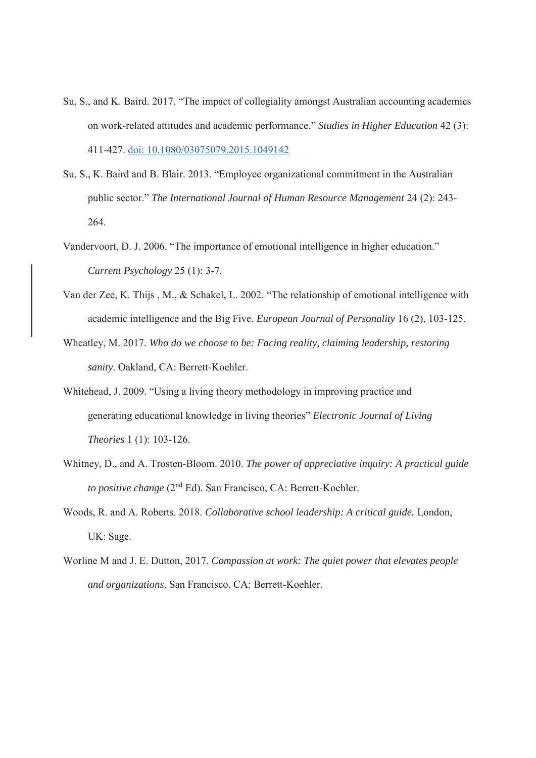Su, S., and K. Baird. 2017. "The impact of collegiality amongst Australian accounting academics on work-related attitudes and academic performance." *Studies in Higher Education* 42 (3): 411-427. [doi: 10.1080/03075079.2015.1049142](https://doi.org/10.1080/03075079.2015.1049142)

Su, S., K. Baird and B. Blair. 2013. "Employee organizational commitment in the Australian public sector." *The International Journal of Human Resource Management* 24 (2): 243-264.

Vandervoort, D. J. 2006. "The importance of emotional intelligence in higher education." *Current Psychology* 25 (1): 3-7.

Van der Zee, K. Thijs , M., & Schakel, L. 2002. "The relationship of emotional intelligence with academic intelligence and the Big Five. *European Journal of Personality* 16 (2), 103-125.

Wheatley, M. 2017. *Who do we choose to be: Facing reality, claiming leadership, restoring sanity*. Oakland, CA: Berrett-Koehler.

Whitehead, J. 2009. "Using a living theory methodology in improving practice and generating educational knowledge in living theories" *Electronic Journal of Living Theories* 1 (1): 103-126.

Whitney, D., and A. Trosten-Bloom. 2010. *The power of appreciative inquiry: A practical guide to positive change* (2nd Ed). San Francisco, CA: Berrett-Koehler.

Woods, R. and A. Roberts. 2018. *Collaborative school leadership: A critical guide.* London, UK: Sage.

Worline M and J. E. Dutton, 2017. *Compassion at work: The quiet power that elevates people and organizations*. San Francisco, CA: Berrett-Koehler.